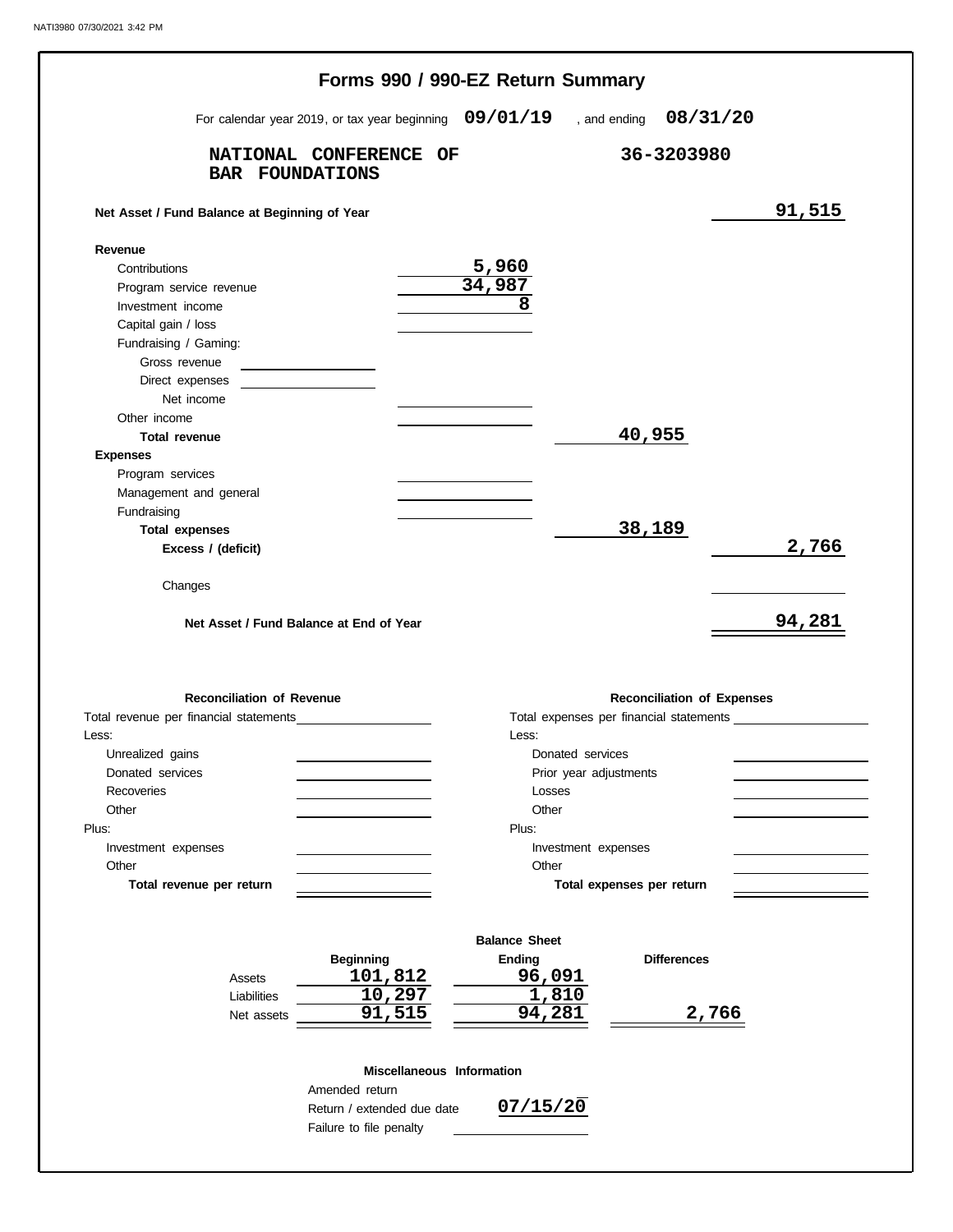# Forms 990 / 990-EZ Return Summary

For calendar year 2019, or tax year beginning **09/01/19** , and ending **08/31/20**

**NATIONAL CONFERENCE OF BAR FOUNDATIONS** — **36-3203980**

| | | | |
|---|---|---|---|
| **Net Asset / Fund Balance at Beginning of Year** | | | **91,515** |
| **Revenue** | | | |
| Contributions | 5,960 | | |
| Program service revenue | 34,987 | | |
| Investment income | 8 | | |
| Capital gain / loss | | | |
| Fundraising / Gaming: | | | |
| Gross revenue | | | |
| Direct expenses | | | |
| Net income | | | |
| Other income | | | |
| **Total revenue** | | **40,955** | |
| **Expenses** | | | |
| Program services | | | |
| Management and general | | | |
| Fundraising | | | |
| **Total expenses** | | **38,189** | |
| **Excess / (deficit)** | | | **2,766** |
| Changes | | | |
| **Net Asset / Fund Balance at End of Year** | | | **94,281** |

| **Reconciliation of Revenue** | | **Reconciliation of Expenses** | |
|---|---|---|---|
| Total revenue per financial statements | | Total expenses per financial statements | |
| Less: | | Less: | |
| Unrealized gains | | Donated services | |
| Donated services | | Prior year adjustments | |
| Recoveries | | Losses | |
| Other | | Other | |
| Plus: | | Plus: | |
| Investment expenses | | Investment expenses | |
| Other | | Other | |
| **Total revenue per return** | | **Total expenses per return** | |

**Balance Sheet**

| | Beginning | Ending | Differences |
|---|---|---|---|
| Assets | 101,812 | 96,091 | |
| Liabilities | 10,297 | 1,810 | |
| Net assets | 91,515 | 94,281 | 2,766 |

**Miscellaneous Information**

| | |
|---|---|
| Amended return | |
| Return / extended due date | 07/15/20 |
| Failure to file penalty | |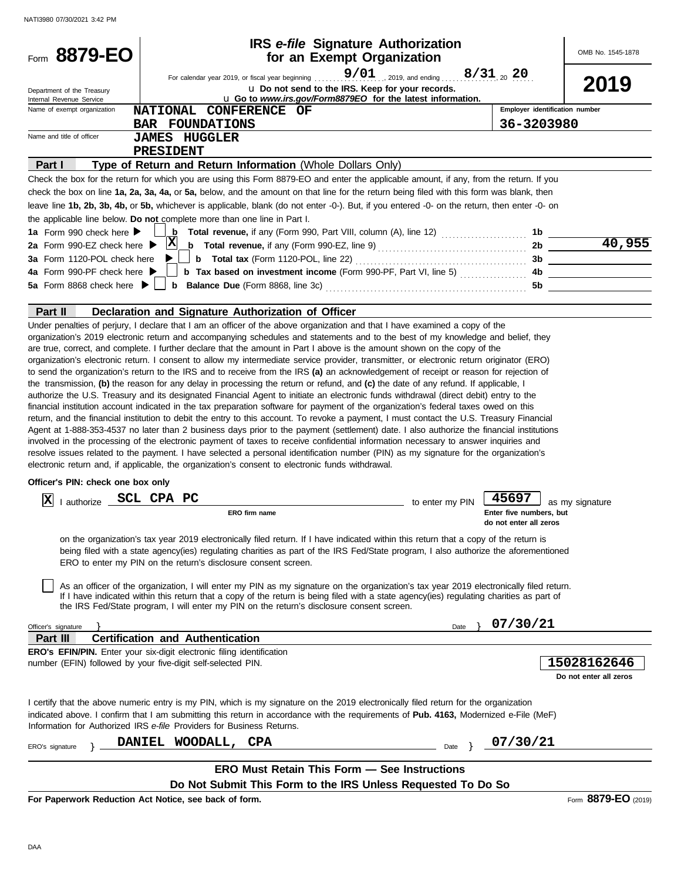NATI3980 07/30/2021 3:42 PM

# Form 8879-EO

## IRS *e-file* Signature Authorization for an Exempt Organization

OMB No. 1545-1878

**2019**

For calendar year 2019, or fiscal year beginning 9/01, 2019, and ending 8/31, 20 20

Department of the Treasury
Internal Revenue Service

u Do not send to the IRS. Keep for your records.

u Go to *www.irs.gov/Form8879EO* for the latest information.

| Name of exempt organization | NATIONAL CONFERENCE OF BAR FOUNDATIONS | Employer identification number: 36-3203980 |
|---|---|---|
| Name and title of officer | JAMES HUGGLER PRESIDENT | |

**Part I** **Type of Return and Return Information** (Whole Dollars Only)

Check the box for the return for which you are using this Form 8879-EO and enter the applicable amount, if any, from the return. If you check the box on line **1a, 2a, 3a, 4a,** or **5a,** below, and the amount on that line for the return being filed with this form was blank, then leave line **1b, 2b, 3b, 4b,** or **5b,** whichever is applicable, blank (do not enter -0-). But, if you entered -0- on the return, then enter -0- on the applicable line below. **Do not** complete more than one line in Part I.

| | | | |
|---|---|---|---|
| **1a** Form 990 check here ▶ [ ] | **b** **Total revenue,** if any (Form 990, Part VIII, column (A), line 12) | **1b** | |
| **2a** Form 990-EZ check here ▶ [X] | **b** **Total revenue,** if any (Form 990-EZ, line 9) | **2b** | 40,955 |
| **3a** Form 1120-POL check here ▶ [ ] | **b** **Total tax** (Form 1120-POL, line 22) | **3b** | |
| **4a** Form 990-PF check here ▶ [ ] | **b** **Tax based on investment income** (Form 990-PF, Part VI, line 5) | **4b** | |
| **5a** Form 8868 check here ▶ [ ] | **b** **Balance Due** (Form 8868, line 3c) | **5b** | |

**Part II** **Declaration and Signature Authorization of Officer**

Under penalties of perjury, I declare that I am an officer of the above organization and that I have examined a copy of the organization's 2019 electronic return and accompanying schedules and statements and to the best of my knowledge and belief, they are true, correct, and complete. I further declare that the amount in Part I above is the amount shown on the copy of the organization's electronic return. I consent to allow my intermediate service provider, transmitter, or electronic return originator (ERO) to send the organization's return to the IRS and to receive from the IRS **(a)** an acknowledgement of receipt or reason for rejection of the transmission, **(b)** the reason for any delay in processing the return or refund, and **(c)** the date of any refund. If applicable, I authorize the U.S. Treasury and its designated Financial Agent to initiate an electronic funds withdrawal (direct debit) entry to the financial institution account indicated in the tax preparation software for payment of the organization's federal taxes owed on this return, and the financial institution to debit the entry to this account. To revoke a payment, I must contact the U.S. Treasury Financial Agent at 1-888-353-4537 no later than 2 business days prior to the payment (settlement) date. I also authorize the financial institutions involved in the processing of the electronic payment of taxes to receive confidential information necessary to answer inquiries and resolve issues related to the payment. I have selected a personal identification number (PIN) as my signature for the organization's electronic return and, if applicable, the organization's consent to electronic funds withdrawal.

**Officer's PIN: check one box only**

[X] I authorize SCL CPA PC (ERO firm name) to enter my PIN 45697 (Enter five numbers, but do not enter all zeros) as my signature on the organization's tax year 2019 electronically filed return. If I have indicated within this return that a copy of the return is being filed with a state agency(ies) regulating charities as part of the IRS Fed/State program, I also authorize the aforementioned ERO to enter my PIN on the return's disclosure consent screen.

[ ] As an officer of the organization, I will enter my PIN as my signature on the organization's tax year 2019 electronically filed return. If I have indicated within this return that a copy of the return is being filed with a state agency(ies) regulating charities as part of the IRS Fed/State program, I will enter my PIN on the return's disclosure consent screen.

Officer's signature } Date } 07/30/21

**Part III** **Certification and Authentication**

**ERO's EFIN/PIN.** Enter your six-digit electronic filing identification number (EFIN) followed by your five-digit self-selected PIN. **15028162646** (Do not enter all zeros)

I certify that the above numeric entry is my PIN, which is my signature on the 2019 electronically filed return for the organization indicated above. I confirm that I am submitting this return in accordance with the requirements of **Pub. 4163,** Modernized e-File (MeF) Information for Authorized IRS *e-file* Providers for Business Returns.

ERO's signature } DANIEL WOODALL, CPA Date } 07/30/21

**ERO Must Retain This Form — See Instructions**

**Do Not Submit This Form to the IRS Unless Requested To Do So**

**For Paperwork Reduction Act Notice, see back of form.** Form **8879-EO** (2019)

DAA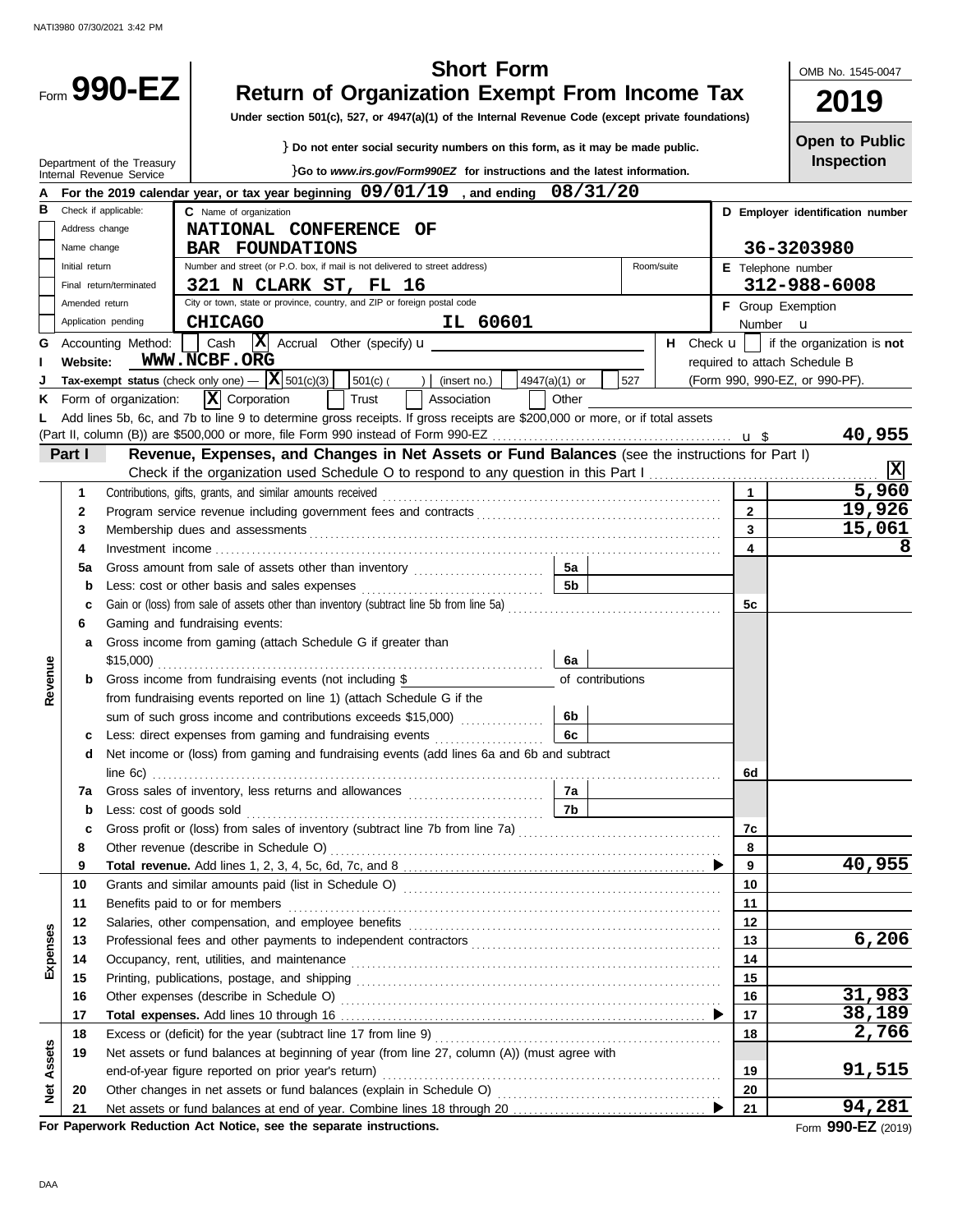NATI3980 07/30/2021 3:42 PM

# Form 990-EZ

## Short Form
## Return of Organization Exempt From Income Tax

**Under section 501(c), 527, or 4947(a)(1) of the Internal Revenue Code (except private foundations)**

} Do not enter social security numbers on this form, as it may be made public.

}Go to *www.irs.gov/Form990EZ* for instructions and the latest information.

Department of the Treasury
Internal Revenue Service

OMB No. 1545-0047

**2019**

**Open to Public Inspection**

**A** For the 2019 calendar year, or tax year beginning 09/01/19 , and ending 08/31/20

**B** Check if applicable:
- Address change
- Name change
- Initial return
- Final return/terminated
- Amended return
- Application pending

**C** Name of organization
NATIONAL CONFERENCE OF
BAR FOUNDATIONS

Number and street (or P.O. box, if mail is not delivered to street address) | Room/suite
321 N CLARK ST, FL 16

City or town, state or province, country, and ZIP or foreign postal code
CHICAGO IL 60601

**D Employer identification number**
36-3203980

**E** Telephone number
312-988-6008

**F** Group Exemption Number u

**G** Accounting Method: [ ] Cash [X] Accrual Other (specify) u

**H** Check u [ ] if the organization is **not** required to attach Schedule B (Form 990, 990-EZ, or 990-PF).

**I** Website: WWW.NCBF.ORG

**J** Tax-exempt status (check only one) — [X] 501(c)(3) [ ] 501(c) ( ) (insert no.) [ ] 4947(a)(1) or [ ] 527

**K** Form of organization: [X] Corporation [ ] Trust [ ] Association [ ] Other

**L** Add lines 5b, 6c, and 7b to line 9 to determine gross receipts. If gross receipts are $200,000 or more, or if total assets (Part II, column (B)) are $500,000 or more, file Form 990 instead of Form 990-EZ u $ 40,955

**Part I** **Revenue, Expenses, and Changes in Net Assets or Fund Balances** (see the instructions for Part I)

Check if the organization used Schedule O to respond to any question in this Part I [X]

| Section | Line | Description | | Amount |
|---|---|---|---|---|
| Revenue | 1 | Contributions, gifts, grants, and similar amounts received | 1 | 5,960 |
| | 2 | Program service revenue including government fees and contracts | 2 | 19,926 |
| | 3 | Membership dues and assessments | 3 | 15,061 |
| | 4 | Investment income | 4 | 8 |
| | 5a | Gross amount from sale of assets other than inventory | 5a | |
| | b | Less: cost or other basis and sales expenses | 5b | |
| | c | Gain or (loss) from sale of assets other than inventory (subtract line 5b from line 5a) | 5c | |
| | 6 | Gaming and fundraising events: | | |
| | a | Gross income from gaming (attach Schedule G if greater than $15,000) | 6a | |
| | b | Gross income from fundraising events (not including $ of contributions from fundraising events reported on line 1) (attach Schedule G if the sum of such gross income and contributions exceeds $15,000) | 6b | |
| | c | Less: direct expenses from gaming and fundraising events | 6c | |
| | d | Net income or (loss) from gaming and fundraising events (add lines 6a and 6b and subtract line 6c) | 6d | |
| | 7a | Gross sales of inventory, less returns and allowances | 7a | |
| | b | Less: cost of goods sold | 7b | |
| | c | Gross profit or (loss) from sales of inventory (subtract line 7b from line 7a) | 7c | |
| | 8 | Other revenue (describe in Schedule O) | 8 | |
| | 9 | **Total revenue.** Add lines 1, 2, 3, 4, 5c, 6d, 7c, and 8 | 9 | 40,955 |
| Expenses | 10 | Grants and similar amounts paid (list in Schedule O) | 10 | |
| | 11 | Benefits paid to or for members | 11 | |
| | 12 | Salaries, other compensation, and employee benefits | 12 | |
| | 13 | Professional fees and other payments to independent contractors | 13 | 6,206 |
| | 14 | Occupancy, rent, utilities, and maintenance | 14 | |
| | 15 | Printing, publications, postage, and shipping | 15 | |
| | 16 | Other expenses (describe in Schedule O) | 16 | 31,983 |
| | 17 | **Total expenses.** Add lines 10 through 16 | 17 | 38,189 |
| Net Assets | 18 | Excess or (deficit) for the year (subtract line 17 from line 9) | 18 | 2,766 |
| | 19 | Net assets or fund balances at beginning of year (from line 27, column (A)) (must agree with end-of-year figure reported on prior year's return) | 19 | 91,515 |
| | 20 | Other changes in net assets or fund balances (explain in Schedule O) | 20 | |
| | 21 | Net assets or fund balances at end of year. Combine lines 18 through 20 | 21 | 94,281 |

**For Paperwork Reduction Act Notice, see the separate instructions.** Form **990-EZ** (2019)

DAA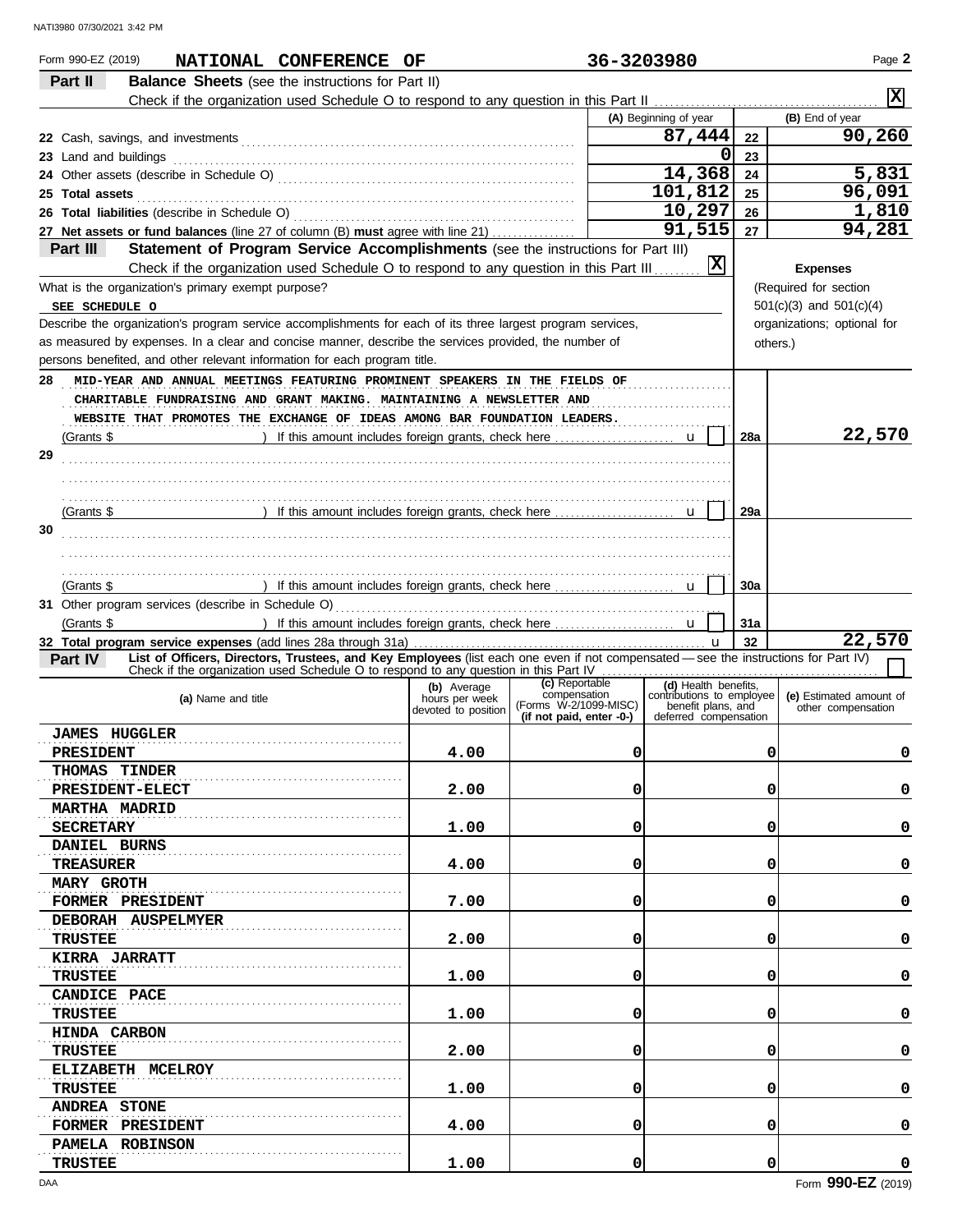NATI3980 07/30/2021 3:42 PM

Form 990-EZ (2019) **NATIONAL CONFERENCE OF** **36-3203980** Page **2**

**Part II** **Balance Sheets** (see the instructions for Part II)

Check if the organization used Schedule O to respond to any question in this Part II ... [X]

| | (A) Beginning of year | | (B) End of year |
|---|---|---|---|
| **22** Cash, savings, and investments | 87,444 | 22 | 90,260 |
| **23** Land and buildings | 0 | 23 | |
| **24** Other assets (describe in Schedule O) | 14,368 | 24 | 5,831 |
| **25** **Total assets** | 101,812 | 25 | 96,091 |
| **26** **Total liabilities** (describe in Schedule O) | 10,297 | 26 | 1,810 |
| **27** **Net assets or fund balances** (line 27 of column (B) **must** agree with line 21) | 91,515 | 27 | 94,281 |

**Part III** **Statement of Program Service Accomplishments** (see the instructions for Part III)

Check if the organization used Schedule O to respond to any question in this Part III ... [X]

What is the organization's primary exempt purpose?

SEE SCHEDULE O

Describe the organization's program service accomplishments for each of its three largest program services, as measured by expenses. In a clear and concise manner, describe the services provided, the number of persons benefited, and other relevant information for each program title.

**Expenses** (Required for section 501(c)(3) and 501(c)(4) organizations; optional for others.)

| | | | Expenses |
|---|---|---|---|
| **28** | MID-YEAR AND ANNUAL MEETINGS FEATURING PROMINENT SPEAKERS IN THE FIELDS OF CHARITABLE FUNDRAISING AND GRANT MAKING. MAINTAINING A NEWSLETTER AND WEBSITE THAT PROMOTES THE EXCHANGE OF IDEAS AMONG BAR FOUNDATION LEADERS. (Grants $ ) If this amount includes foreign grants, check here [ ] | 28a | 22,570 |
| **29** | (Grants $ ) If this amount includes foreign grants, check here [ ] | 29a | |
| **30** | (Grants $ ) If this amount includes foreign grants, check here [ ] | 30a | |
| **31** | Other program services (describe in Schedule O) (Grants $ ) If this amount includes foreign grants, check here [ ] | 31a | |
| **32** | **Total program service expenses** (add lines 28a through 31a) | 32 | 22,570 |

**Part IV** **List of Officers, Directors, Trustees, and Key Employees** (list each one even if not compensated — see the instructions for Part IV)

Check if the organization used Schedule O to respond to any question in this Part IV [ ]

| (a) Name and title | (b) Average hours per week devoted to position | (c) Reportable compensation (Forms W-2/1099-MISC) (if not paid, enter -0-) | (d) Health benefits, contributions to employee benefit plans, and deferred compensation | (e) Estimated amount of other compensation |
|---|---|---|---|---|
| JAMES HUGGLER<br>PRESIDENT | 4.00 | 0 | 0 | 0 |
| THOMAS TINDER<br>PRESIDENT-ELECT | 2.00 | 0 | 0 | 0 |
| MARTHA MADRID<br>SECRETARY | 1.00 | 0 | 0 | 0 |
| DANIEL BURNS<br>TREASURER | 4.00 | 0 | 0 | 0 |
| MARY GROTH<br>FORMER PRESIDENT | 7.00 | 0 | 0 | 0 |
| DEBORAH AUSPELMYER<br>TRUSTEE | 2.00 | 0 | 0 | 0 |
| KIRRA JARRATT<br>TRUSTEE | 1.00 | 0 | 0 | 0 |
| CANDICE PACE<br>TRUSTEE | 1.00 | 0 | 0 | 0 |
| HINDA CARBON<br>TRUSTEE | 2.00 | 0 | 0 | 0 |
| ELIZABETH MCELROY<br>TRUSTEE | 1.00 | 0 | 0 | 0 |
| ANDREA STONE<br>FORMER PRESIDENT | 4.00 | 0 | 0 | 0 |
| PAMELA ROBINSON<br>TRUSTEE | 1.00 | 0 | 0 | 0 |

DAA Form **990-EZ** (2019)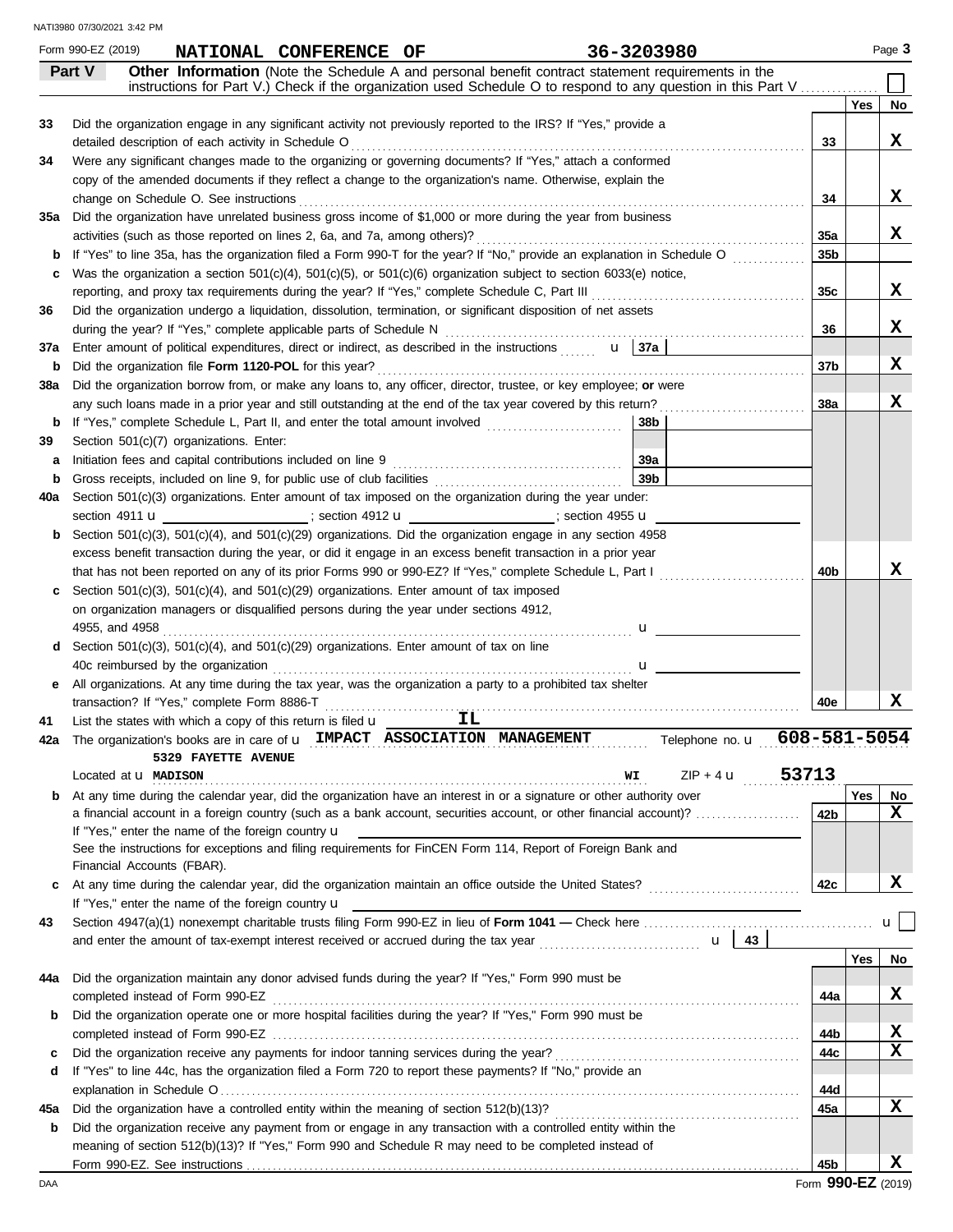Form 990-EZ (2019) **NATIONAL CONFERENCE OF** **36-3203980** Page **3**

## Part V Other Information

(Note the Schedule A and personal benefit contract statement requirements in the instructions for Part V.) Check if the organization used Schedule O to respond to any question in this Part V ☐

| | | | Yes | No |
|---|---|---|---|---|
| 33 | Did the organization engage in any significant activity not previously reported to the IRS? If "Yes," provide a detailed description of each activity in Schedule O | 33 | | X |
| 34 | Were any significant changes made to the organizing or governing documents? If "Yes," attach a conformed copy of the amended documents if they reflect a change to the organization's name. Otherwise, explain the change on Schedule O. See instructions | 34 | | X |
| 35a | Did the organization have unrelated business gross income of $1,000 or more during the year from business activities (such as those reported on lines 2, 6a, and 7a, among others)? | 35a | | X |
| b | If "Yes" to line 35a, has the organization filed a Form 990-T for the year? If "No," provide an explanation in Schedule O | 35b | | |
| c | Was the organization a section 501(c)(4), 501(c)(5), or 501(c)(6) organization subject to section 6033(e) notice, reporting, and proxy tax requirements during the year? If "Yes," complete Schedule C, Part III | 35c | | X |
| 36 | Did the organization undergo a liquidation, dissolution, termination, or significant disposition of net assets during the year? If "Yes," complete applicable parts of Schedule N | 36 | | X |
| 37a | Enter amount of political expenditures, direct or indirect, as described in the instructions u 37a | | | |
| b | Did the organization file **Form 1120-POL** for this year? | 37b | | X |
| 38a | Did the organization borrow from, or make any loans to, any officer, director, trustee, or key employee; **or** were any such loans made in a prior year and still outstanding at the end of the tax year covered by this return? | 38a | | X |
| b | If "Yes," complete Schedule L, Part II, and enter the total amount involved 38b | | | |
| 39 | Section 501(c)(7) organizations. Enter: | | | |
| a | Initiation fees and capital contributions included on line 9 39a | | | |
| b | Gross receipts, included on line 9, for public use of club facilities 39b | | | |
| 40a | Section 501(c)(3) organizations. Enter amount of tax imposed on the organization during the year under: section 4911 u ; section 4912 u ; section 4955 u | | | |
| b | Section 501(c)(3), 501(c)(4), and 501(c)(29) organizations. Did the organization engage in any section 4958 excess benefit transaction during the year, or did it engage in an excess benefit transaction in a prior year that has not been reported on any of its prior Forms 990 or 990-EZ? If "Yes," complete Schedule L, Part I | 40b | | X |
| c | Section 501(c)(3), 501(c)(4), and 501(c)(29) organizations. Enter amount of tax imposed on organization managers or disqualified persons during the year under sections 4912, 4955, and 4958 u | | | |
| d | Section 501(c)(3), 501(c)(4), and 501(c)(29) organizations. Enter amount of tax on line 40c reimbursed by the organization u | | | |
| e | All organizations. At any time during the tax year, was the organization a party to a prohibited tax shelter transaction? If "Yes," complete Form 8886-T | 40e | | X |

41 List the states with which a copy of this return is filed u **IL**

42a The organization's books are in care of u **IMPACT ASSOCIATION MANAGEMENT** Telephone no. u **608-581-5054**
**5329 FAYETTE AVENUE**
Located at u **MADISON** **WI** ZIP + 4 u **53713**

| | | | Yes | No |
|---|---|---|---|---|
| b | At any time during the calendar year, did the organization have an interest in or a signature or other authority over a financial account in a foreign country (such as a bank account, securities account, or other financial account)? If "Yes," enter the name of the foreign country u See the instructions for exceptions and filing requirements for FinCEN Form 114, Report of Foreign Bank and Financial Accounts (FBAR). | 42b | | X |
| c | At any time during the calendar year, did the organization maintain an office outside the United States? If "Yes," enter the name of the foreign country u | 42c | | X |

43 Section 4947(a)(1) nonexempt charitable trusts filing Form 990-EZ in lieu of **Form 1041 —** Check here u ☐
and enter the amount of tax-exempt interest received or accrued during the tax year u 43

| | | | Yes | No |
|---|---|---|---|---|
| 44a | Did the organization maintain any donor advised funds during the year? If "Yes," Form 990 must be completed instead of Form 990-EZ | 44a | | X |
| b | Did the organization operate one or more hospital facilities during the year? If "Yes," Form 990 must be completed instead of Form 990-EZ | 44b | | X |
| c | Did the organization receive any payments for indoor tanning services during the year? | 44c | | X |
| d | If "Yes" to line 44c, has the organization filed a Form 720 to report these payments? If "No," provide an explanation in Schedule O | 44d | | |
| 45a | Did the organization have a controlled entity within the meaning of section 512(b)(13)? | 45a | | X |
| b | Did the organization receive any payment from or engage in any transaction with a controlled entity within the meaning of section 512(b)(13)? If "Yes," Form 990 and Schedule R may need to be completed instead of Form 990-EZ. See instructions | 45b | | X |

Form **990-EZ** (2019)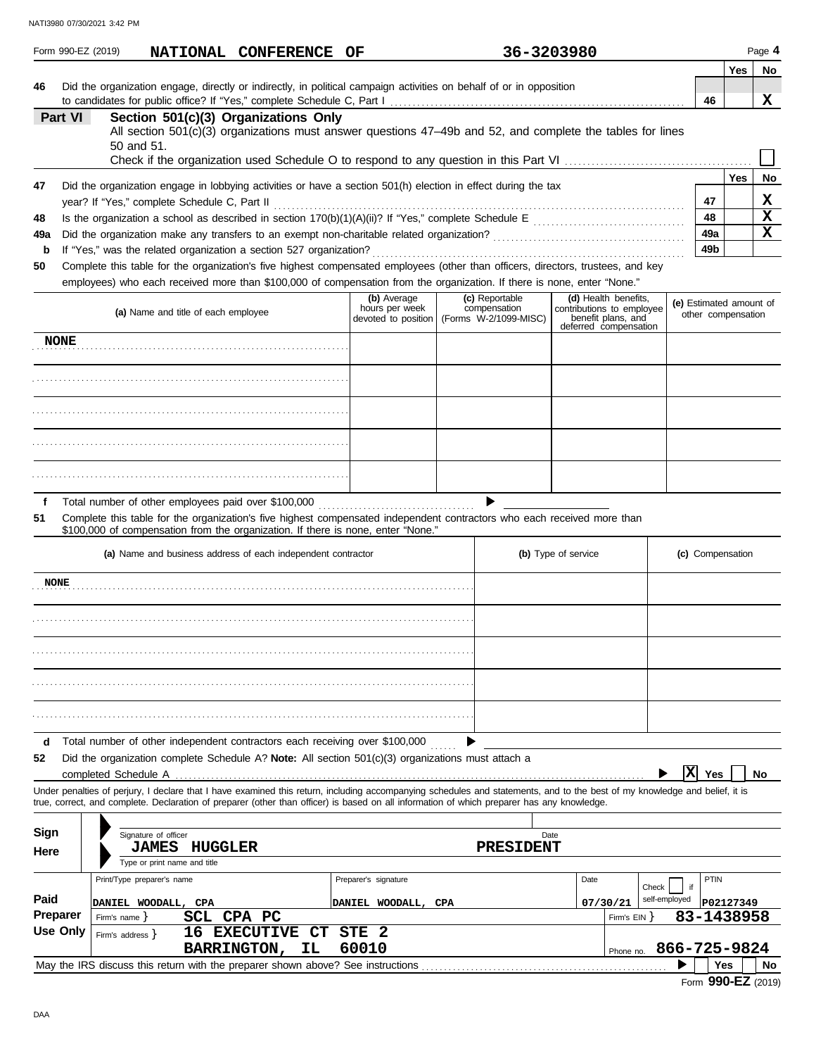NATI3980 07/30/2021 3:42 PM

Form 990-EZ (2019) **NATIONAL CONFERENCE OF** **36-3203980** Page **4**

| | | | Yes | No |
|---|---|---|---|---|
| **46** | Did the organization engage, directly or indirectly, in political campaign activities on behalf of or in opposition to candidates for public office? If "Yes," complete Schedule C, Part I | 46 | | X |

**Part VI** **Section 501(c)(3) Organizations Only**
All section 501(c)(3) organizations must answer questions 47–49b and 52, and complete the tables for lines 50 and 51.
Check if the organization used Schedule O to respond to any question in this Part VI ☐

| | | | Yes | No |
|---|---|---|---|---|
| **47** | Did the organization engage in lobbying activities or have a section 501(h) election in effect during the tax year? If "Yes," complete Schedule C, Part II | 47 | | X |
| **48** | Is the organization a school as described in section 170(b)(1)(A)(ii)? If "Yes," complete Schedule E | 48 | | X |
| **49a** | Did the organization make any transfers to an exempt non-charitable related organization? | 49a | | X |
| **b** | If "Yes," was the related organization a section 527 organization? | 49b | | |

**50** Complete this table for the organization's five highest compensated employees (other than officers, directors, trustees, and key employees) who each received more than $100,000 of compensation from the organization. If there is none, enter "None."

| (a) Name and title of each employee | (b) Average hours per week devoted to position | (c) Reportable compensation (Forms W-2/1099-MISC) | (d) Health benefits, contributions to employee benefit plans, and deferred compensation | (e) Estimated amount of other compensation |
|---|---|---|---|---|
| NONE | | | | |
| | | | | |
| | | | | |
| | | | | |
| | | | | |

**f** Total number of other employees paid over $100,000 ▶

**51** Complete this table for the organization's five highest compensated independent contractors who each received more than $100,000 of compensation from the organization. If there is none, enter "None."

| (a) Name and business address of each independent contractor | (b) Type of service | (c) Compensation |
|---|---|---|
| NONE | | |
| | | |
| | | |
| | | |
| | | |

**d** Total number of other independent contractors each receiving over $100,000 ▶

**52** Did the organization complete Schedule A? **Note:** All section 501(c)(3) organizations must attach a completed Schedule A ▶ ☒ Yes ☐ No

Under penalties of perjury, I declare that I have examined this return, including accompanying schedules and statements, and to the best of my knowledge and belief, it is true, correct, and complete. Declaration of preparer (other than officer) is based on all information of which preparer has any knowledge.

**Sign Here**
Signature of officer | Date
**JAMES HUGGLER** **PRESIDENT**
Type or print name and title

**Paid Preparer Use Only**

| Print/Type preparer's name | Preparer's signature | Date | Check ☐ if self-employed | PTIN |
|---|---|---|---|---|
| DANIEL WOODALL, CPA | DANIEL WOODALL, CPA | 07/30/21 | | P02127349 |

Firm's name } **SCL CPA PC** Firm's EIN } **83-1438958**
Firm's address } **16 EXECUTIVE CT STE 2 BARRINGTON, IL 60010** Phone no. **866-725-9824**

May the IRS discuss this return with the preparer shown above? See instructions ▶ ☐ Yes ☐ No

Form **990-EZ** (2019)

DAA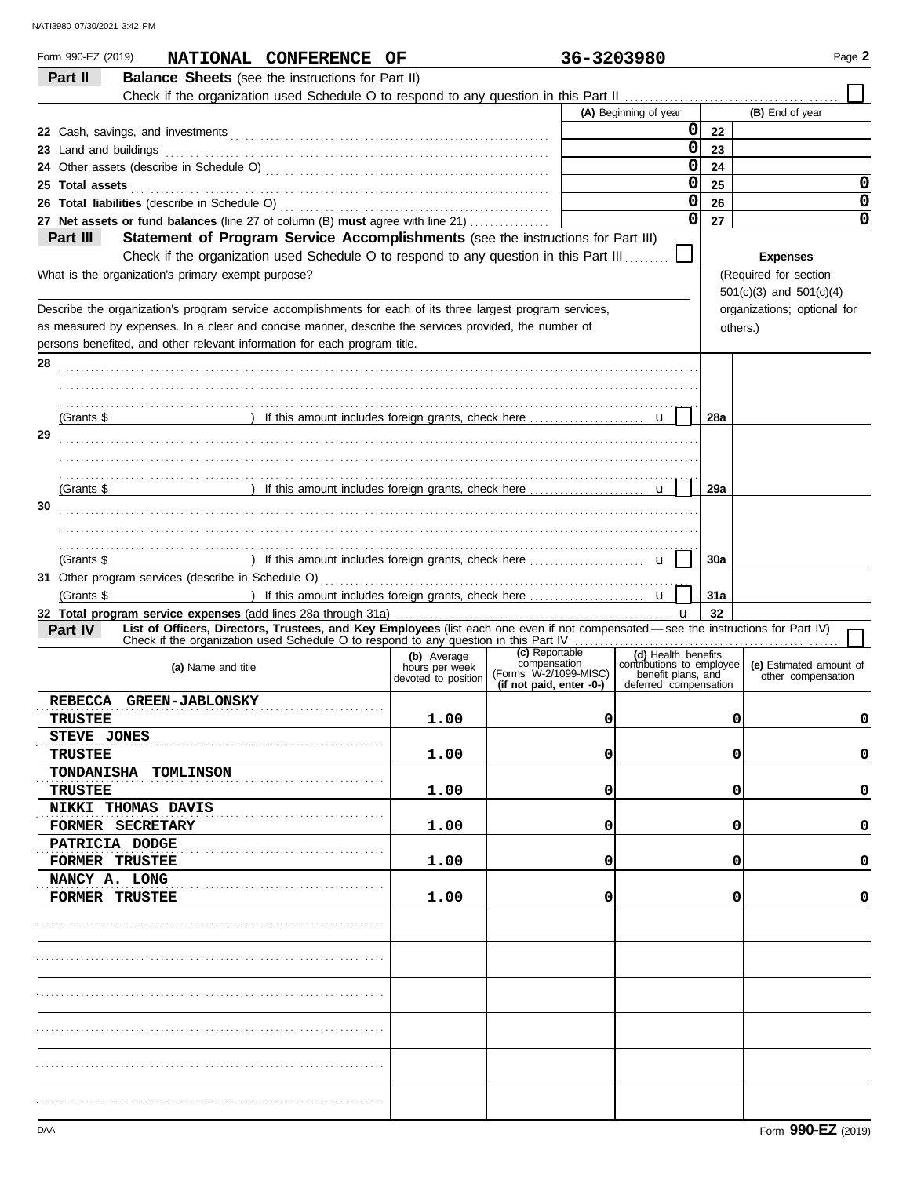Form 990-EZ (2019) **NATIONAL CONFERENCE OF** **36-3203980** Page **2**

## Part II Balance Sheets (see the instructions for Part II)

Check if the organization used Schedule O to respond to any question in this Part II ☐

| | | (A) Beginning of year | | (B) End of year |
|---|---|---|---|---|
| 22 | Cash, savings, and investments | 0 | 22 | |
| 23 | Land and buildings | 0 | 23 | |
| 24 | Other assets (describe in Schedule O) | 0 | 24 | |
| 25 | **Total assets** | 0 | 25 | 0 |
| 26 | **Total liabilities** (describe in Schedule O) | 0 | 26 | 0 |
| 27 | **Net assets or fund balances** (line 27 of column (B) **must** agree with line 21) | 0 | 27 | 0 |

## Part III Statement of Program Service Accomplishments (see the instructions for Part III)

Check if the organization used Schedule O to respond to any question in this Part III ☐

**Expenses** (Required for section 501(c)(3) and 501(c)(4) organizations; optional for others.)

What is the organization's primary exempt purpose?

Describe the organization's program service accomplishments for each of its three largest program services, as measured by expenses. In a clear and concise manner, describe the services provided, the number of persons benefited, and other relevant information for each program title.

| | | | |
|---|---|---|---|
| 28 | | | |
| | (Grants $ ) If this amount includes foreign grants, check here ☐ | 28a | |
| 29 | | | |
| | (Grants $ ) If this amount includes foreign grants, check here ☐ | 29a | |
| 30 | | | |
| | (Grants $ ) If this amount includes foreign grants, check here ☐ | 30a | |
| 31 | Other program services (describe in Schedule O) | | |
| | (Grants $ ) If this amount includes foreign grants, check here ☐ | 31a | |
| 32 | **Total program service expenses** (add lines 28a through 31a) | 32 | |

## Part IV List of Officers, Directors, Trustees, and Key Employees (list each one even if not compensated — see the instructions for Part IV)

Check if the organization used Schedule O to respond to any question in this Part IV ☐

| (a) Name and title | (b) Average hours per week devoted to position | (c) Reportable compensation (Forms W-2/1099-MISC) (if not paid, enter -0-) | (d) Health benefits, contributions to employee benefit plans, and deferred compensation | (e) Estimated amount of other compensation |
|---|---|---|---|---|
| REBECCA GREEN-JABLONSKY<br>TRUSTEE | 1.00 | 0 | 0 | 0 |
| STEVE JONES<br>TRUSTEE | 1.00 | 0 | 0 | 0 |
| TONDANISHA TOMLINSON<br>TRUSTEE | 1.00 | 0 | 0 | 0 |
| NIKKI THOMAS DAVIS<br>FORMER SECRETARY | 1.00 | 0 | 0 | 0 |
| PATRICIA DODGE<br>FORMER TRUSTEE | 1.00 | 0 | 0 | 0 |
| NANCY A. LONG<br>FORMER TRUSTEE | 1.00 | 0 | 0 | 0 |

Form **990-EZ** (2019)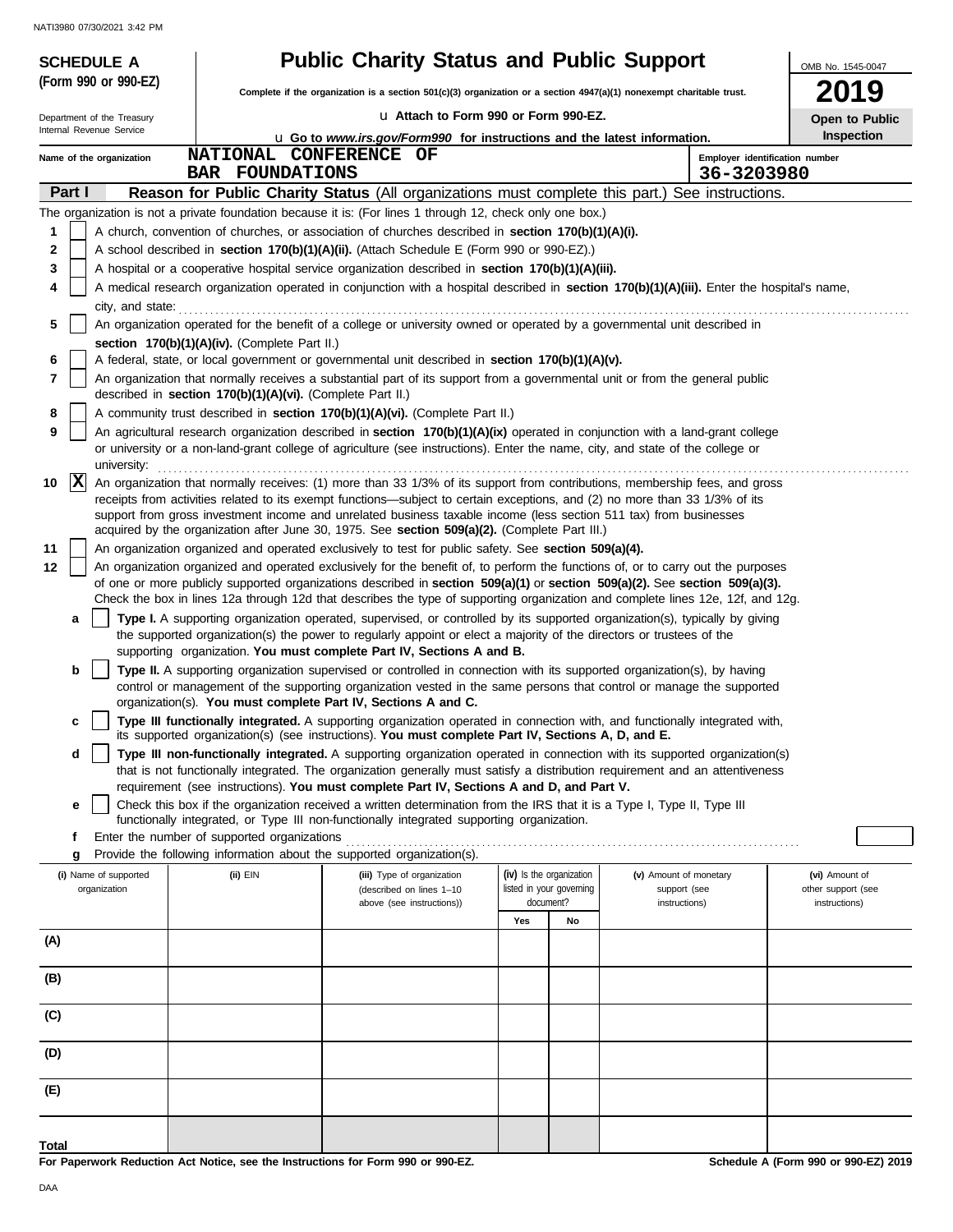NATI3980 07/30/2021 3:42 PM

**SCHEDULE A (Form 990 or 990-EZ)**

Department of the Treasury
Internal Revenue Service

# Public Charity Status and Public Support

**Complete if the organization is a section 501(c)(3) organization or a section 4947(a)(1) nonexempt charitable trust.**

u Attach to Form 990 or Form 990-EZ.

u Go to *www.irs.gov/Form990* for instructions and the latest information.

OMB No. 1545-0047

**2019**

**Open to Public Inspection**

Name of the organization: NATIONAL CONFERENCE OF BAR FOUNDATIONS

Employer identification number: 36-3203980

**Part I** **Reason for Public Charity Status** (All organizations must complete this part.) See instructions.

The organization is not a private foundation because it is: (For lines 1 through 12, check only one box.)

1. [ ] A church, convention of churches, or association of churches described in **section 170(b)(1)(A)(i).**
2. [ ] A school described in **section 170(b)(1)(A)(ii).** (Attach Schedule E (Form 990 or 990-EZ).)
3. [ ] A hospital or a cooperative hospital service organization described in **section 170(b)(1)(A)(iii).**
4. [ ] A medical research organization operated in conjunction with a hospital described in **section 170(b)(1)(A)(iii).** Enter the hospital's name, city, and state: ...........
5. [ ] An organization operated for the benefit of a college or university owned or operated by a governmental unit described in **section 170(b)(1)(A)(iv).** (Complete Part II.)
6. [ ] A federal, state, or local government or governmental unit described in **section 170(b)(1)(A)(v).**
7. [ ] An organization that normally receives a substantial part of its support from a governmental unit or from the general public described in **section 170(b)(1)(A)(vi).** (Complete Part II.)
8. [ ] A community trust described in **section 170(b)(1)(A)(vi).** (Complete Part II.)
9. [ ] An agricultural research organization described in **section 170(b)(1)(A)(ix)** operated in conjunction with a land-grant college or university or a non-land-grant college of agriculture (see instructions). Enter the name, city, and state of the college or university: ...........
10. [X] An organization that normally receives: (1) more than 33 1/3% of its support from contributions, membership fees, and gross receipts from activities related to its exempt functions—subject to certain exceptions, and (2) no more than 33 1/3% of its support from gross investment income and unrelated business taxable income (less section 511 tax) from businesses acquired by the organization after June 30, 1975. See **section 509(a)(2).** (Complete Part III.)
11. [ ] An organization organized and operated exclusively to test for public safety. See **section 509(a)(4).**
12. [ ] An organization organized and operated exclusively for the benefit of, to perform the functions of, or to carry out the purposes of one or more publicly supported organizations described in **section 509(a)(1)** or **section 509(a)(2).** See **section 509(a)(3).** Check the box in lines 12a through 12d that describes the type of supporting organization and complete lines 12e, 12f, and 12g.
   - **a** [ ] **Type I.** A supporting organization operated, supervised, or controlled by its supported organization(s), typically by giving the supported organization(s) the power to regularly appoint or elect a majority of the directors or trustees of the supporting organization. **You must complete Part IV, Sections A and B.**
   - **b** [ ] **Type II.** A supporting organization supervised or controlled in connection with its supported organization(s), by having control or management of the supporting organization vested in the same persons that control or manage the supported organization(s). **You must complete Part IV, Sections A and C.**
   - **c** [ ] **Type III functionally integrated.** A supporting organization operated in connection with, and functionally integrated with, its supported organization(s) (see instructions). **You must complete Part IV, Sections A, D, and E.**
   - **d** [ ] **Type III non-functionally integrated.** A supporting organization operated in connection with its supported organization(s) that is not functionally integrated. The organization generally must satisfy a distribution requirement and an attentiveness requirement (see instructions). **You must complete Part IV, Sections A and D, and Part V.**
   - **e** [ ] Check this box if the organization received a written determination from the IRS that it is a Type I, Type II, Type III functionally integrated, or Type III non-functionally integrated supporting organization.
   - **f** Enter the number of supported organizations ...........
   - **g** Provide the following information about the supported organization(s).

| (i) Name of supported organization | (ii) EIN | (iii) Type of organization (described on lines 1–10 above (see instructions)) | (iv) Is the organization listed in your governing document? Yes | No | (v) Amount of monetary support (see instructions) | (vi) Amount of other support (see instructions) |
|---|---|---|---|---|---|---|
| (A) | | | | | | |
| (B) | | | | | | |
| (C) | | | | | | |
| (D) | | | | | | |
| (E) | | | | | | |
| **Total** | | | | | | |

**For Paperwork Reduction Act Notice, see the Instructions for Form 990 or 990-EZ.**

**Schedule A (Form 990 or 990-EZ) 2019**

DAA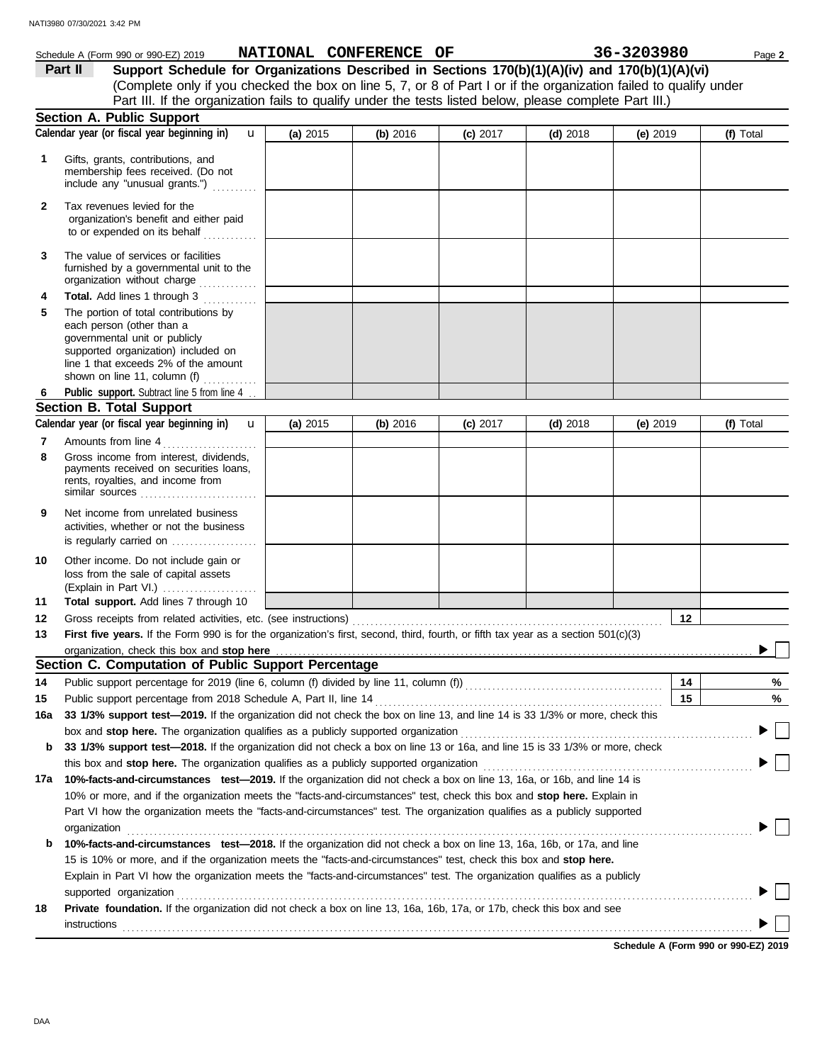Schedule A (Form 990 or 990-EZ) 2019 **NATIONAL CONFERENCE OF** **36-3203980**

**Part II** **Support Schedule for Organizations Described in Sections 170(b)(1)(A)(iv) and 170(b)(1)(A)(vi)**
(Complete only if you checked the box on line 5, 7, or 8 of Part I or if the organization failed to qualify under Part III. If the organization fails to qualify under the tests listed below, please complete Part III.)

## Section A. Public Support

| Calendar year (or fiscal year beginning in) | (a) 2015 | (b) 2016 | (c) 2017 | (d) 2018 | (e) 2019 | (f) Total |
|---|---|---|---|---|---|---|
| **1** Gifts, grants, contributions, and membership fees received. (Do not include any "unusual grants.") | | | | | | |
| **2** Tax revenues levied for the organization's benefit and either paid to or expended on its behalf | | | | | | |
| **3** The value of services or facilities furnished by a governmental unit to the organization without charge | | | | | | |
| **4** **Total.** Add lines 1 through 3 | | | | | | |
| **5** The portion of total contributions by each person (other than a governmental unit or publicly supported organization) included on line 1 that exceeds 2% of the amount shown on line 11, column (f) | | | | | | |
| **6** **Public support.** Subtract line 5 from line 4 | | | | | | |

## Section B. Total Support

| Calendar year (or fiscal year beginning in) | (a) 2015 | (b) 2016 | (c) 2017 | (d) 2018 | (e) 2019 | (f) Total |
|---|---|---|---|---|---|---|
| **7** Amounts from line 4 | | | | | | |
| **8** Gross income from interest, dividends, payments received on securities loans, rents, royalties, and income from similar sources | | | | | | |
| **9** Net income from unrelated business activities, whether or not the business is regularly carried on | | | | | | |
| **10** Other income. Do not include gain or loss from the sale of capital assets (Explain in Part VI.) | | | | | | |
| **11** **Total support.** Add lines 7 through 10 | | | | | | |

**12** Gross receipts from related activities, etc. (see instructions) **12**

**13** **First five years.** If the Form 990 is for the organization's first, second, third, fourth, or fifth tax year as a section 501(c)(3) organization, check this box and **stop here** ☐

## Section C. Computation of Public Support Percentage

**14** Public support percentage for 2019 (line 6, column (f) divided by line 11, column (f)) **14** %

**15** Public support percentage from 2018 Schedule A, Part II, line 14 **15** %

**16a** **33 1/3% support test—2019.** If the organization did not check the box on line 13, and line 14 is 33 1/3% or more, check this box and **stop here.** The organization qualifies as a publicly supported organization ☐

**b** **33 1/3% support test—2018.** If the organization did not check a box on line 13 or 16a, and line 15 is 33 1/3% or more, check this box and **stop here.** The organization qualifies as a publicly supported organization ☐

**17a** **10%-facts-and-circumstances test—2019.** If the organization did not check a box on line 13, 16a, or 16b, and line 14 is 10% or more, and if the organization meets the "facts-and-circumstances" test, check this box and **stop here.** Explain in Part VI how the organization meets the "facts-and-circumstances" test. The organization qualifies as a publicly supported organization ☐

**b** **10%-facts-and-circumstances test—2018.** If the organization did not check a box on line 13, 16a, 16b, or 17a, and line 15 is 10% or more, and if the organization meets the "facts-and-circumstances" test, check this box and **stop here.** Explain in Part VI how the organization meets the "facts-and-circumstances" test. The organization qualifies as a publicly supported organization ☐

**18** **Private foundation.** If the organization did not check a box on line 13, 16a, 16b, 17a, or 17b, check this box and see instructions ☐

**Schedule A (Form 990 or 990-EZ) 2019**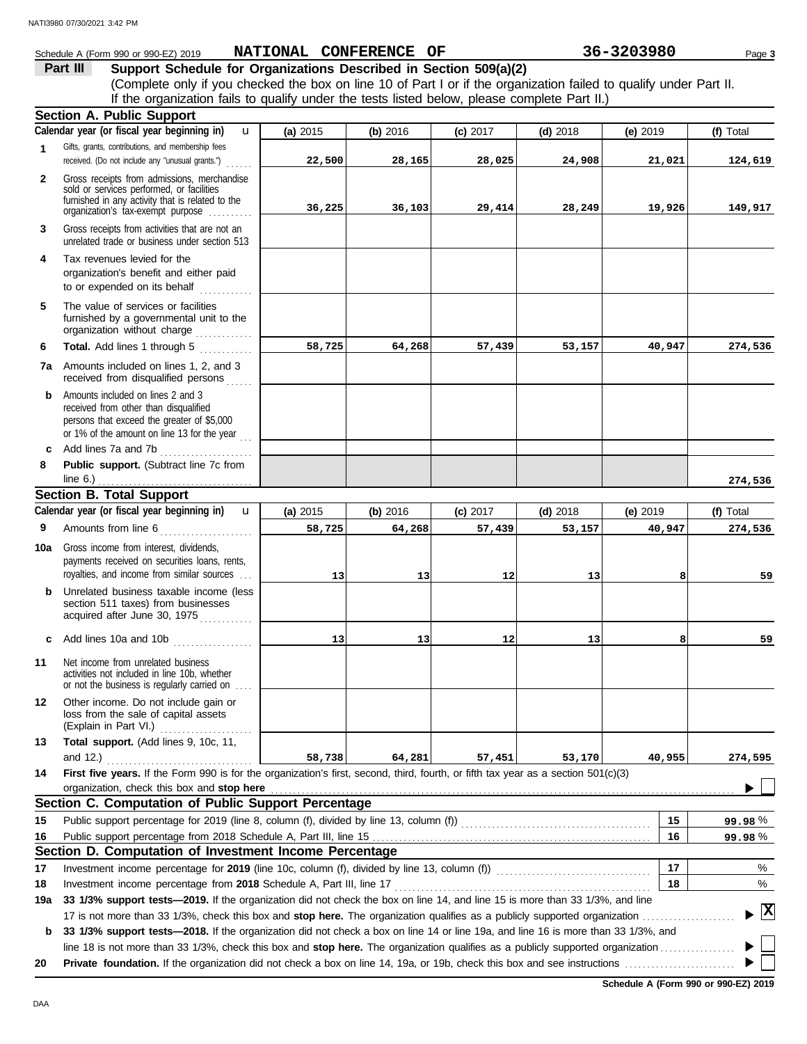Schedule A (Form 990 or 990-EZ) 2019 **NATIONAL CONFERENCE OF** **36-3203980**

## Part III Support Schedule for Organizations Described in Section 509(a)(2)

(Complete only if you checked the box on line 10 of Part I or if the organization failed to qualify under Part II. If the organization fails to qualify under the tests listed below, please complete Part II.)

### Section A. Public Support

| Calendar year (or fiscal year beginning in) | (a) 2015 | (b) 2016 | (c) 2017 | (d) 2018 | (e) 2019 | (f) Total |
|---|---|---|---|---|---|---|
| **1** Gifts, grants, contributions, and membership fees received. (Do not include any "unusual grants.") | 22,500 | 28,165 | 28,025 | 24,908 | 21,021 | 124,619 |
| **2** Gross receipts from admissions, merchandise sold or services performed, or facilities furnished in any activity that is related to the organization's tax-exempt purpose | 36,225 | 36,103 | 29,414 | 28,249 | 19,926 | 149,917 |
| **3** Gross receipts from activities that are not an unrelated trade or business under section 513 | | | | | | |
| **4** Tax revenues levied for the organization's benefit and either paid to or expended on its behalf | | | | | | |
| **5** The value of services or facilities furnished by a governmental unit to the organization without charge | | | | | | |
| **6** **Total.** Add lines 1 through 5 | 58,725 | 64,268 | 57,439 | 53,157 | 40,947 | 274,536 |
| **7a** Amounts included on lines 1, 2, and 3 received from disqualified persons | | | | | | |
| **b** Amounts included on lines 2 and 3 received from other than disqualified persons that exceed the greater of $5,000 or 1% of the amount on line 13 for the year | | | | | | |
| **c** Add lines 7a and 7b | | | | | | |
| **8** **Public support.** (Subtract line 7c from line 6.) | | | | | | 274,536 |

### Section B. Total Support

| Calendar year (or fiscal year beginning in) | (a) 2015 | (b) 2016 | (c) 2017 | (d) 2018 | (e) 2019 | (f) Total |
|---|---|---|---|---|---|---|
| **9** Amounts from line 6 | 58,725 | 64,268 | 57,439 | 53,157 | 40,947 | 274,536 |
| **10a** Gross income from interest, dividends, payments received on securities loans, rents, royalties, and income from similar sources | 13 | 13 | 12 | 13 | 8 | 59 |
| **b** Unrelated business taxable income (less section 511 taxes) from businesses acquired after June 30, 1975 | | | | | | |
| **c** Add lines 10a and 10b | 13 | 13 | 12 | 13 | 8 | 59 |
| **11** Net income from unrelated business activities not included in line 10b, whether or not the business is regularly carried on | | | | | | |
| **12** Other income. Do not include gain or loss from the sale of capital assets (Explain in Part VI.) | | | | | | |
| **13** **Total support.** (Add lines 9, 10c, 11, and 12.) | 58,738 | 64,281 | 57,451 | 53,170 | 40,955 | 274,595 |

**14** **First five years.** If the Form 990 is for the organization's first, second, third, fourth, or fifth tax year as a section 501(c)(3) organization, check this box and **stop here** ☐

### Section C. Computation of Public Support Percentage

| | | | |
|---|---|---|---|
| **15** | Public support percentage for 2019 (line 8, column (f), divided by line 13, column (f)) | 15 | 99.98 % |
| **16** | Public support percentage from 2018 Schedule A, Part III, line 15 | 16 | 99.98 % |

### Section D. Computation of Investment Income Percentage

| | | | |
|---|---|---|---|
| **17** | Investment income percentage for **2019** (line 10c, column (f), divided by line 13, column (f)) | 17 | % |
| **18** | Investment income percentage from **2018** Schedule A, Part III, line 17 | 18 | % |

**19a** **33 1/3% support tests—2019.** If the organization did not check the box on line 14, and line 15 is more than 33 1/3%, and line 17 is not more than 33 1/3%, check this box and **stop here.** The organization qualifies as a publicly supported organization ☒

**b** **33 1/3% support tests—2018.** If the organization did not check a box on line 14 or line 19a, and line 16 is more than 33 1/3%, and line 18 is not more than 33 1/3%, check this box and **stop here.** The organization qualifies as a publicly supported organization ☐

**20** **Private foundation.** If the organization did not check a box on line 14, 19a, or 19b, check this box and see instructions ☐

**Schedule A (Form 990 or 990-EZ) 2019**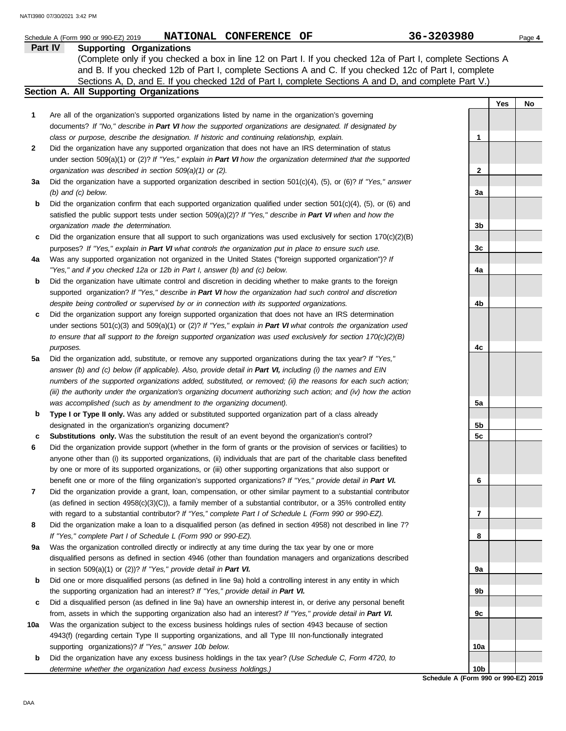Schedule A (Form 990 or 990-EZ) 2019 **NATIONAL CONFERENCE OF** **36-3203980** Page **4**

## Part IV Supporting Organizations

(Complete only if you checked a box in line 12 on Part I. If you checked 12a of Part I, complete Sections A and B. If you checked 12b of Part I, complete Sections A and C. If you checked 12c of Part I, complete Sections A, D, and E. If you checked 12d of Part I, complete Sections A and D, and complete Part V.)

### Section A. All Supporting Organizations

| | | | Yes | No |
|---|---|---|---|---|
| **1** | Are all of the organization's supported organizations listed by name in the organization's governing documents? *If "No," describe in **Part VI** how the supported organizations are designated. If designated by class or purpose, describe the designation. If historic and continuing relationship, explain.* | 1 | | |
| **2** | Did the organization have any supported organization that does not have an IRS determination of status under section 509(a)(1) or (2)? *If "Yes," explain in **Part VI** how the organization determined that the supported organization was described in section 509(a)(1) or (2).* | 2 | | |
| **3a** | Did the organization have a supported organization described in section 501(c)(4), (5), or (6)? *If "Yes," answer (b) and (c) below.* | 3a | | |
| **b** | Did the organization confirm that each supported organization qualified under section 501(c)(4), (5), or (6) and satisfied the public support tests under section 509(a)(2)? *If "Yes," describe in **Part VI** when and how the organization made the determination.* | 3b | | |
| **c** | Did the organization ensure that all support to such organizations was used exclusively for section 170(c)(2)(B) purposes? *If "Yes," explain in **Part VI** what controls the organization put in place to ensure such use.* | 3c | | |
| **4a** | Was any supported organization not organized in the United States ("foreign supported organization")? *If "Yes," and if you checked 12a or 12b in Part I, answer (b) and (c) below.* | 4a | | |
| **b** | Did the organization have ultimate control and discretion in deciding whether to make grants to the foreign supported organization? *If "Yes," describe in **Part VI** how the organization had such control and discretion despite being controlled or supervised by or in connection with its supported organizations.* | 4b | | |
| **c** | Did the organization support any foreign supported organization that does not have an IRS determination under sections 501(c)(3) and 509(a)(1) or (2)? *If "Yes," explain in **Part VI** what controls the organization used to ensure that all support to the foreign supported organization was used exclusively for section 170(c)(2)(B) purposes.* | 4c | | |
| **5a** | Did the organization add, substitute, or remove any supported organizations during the tax year? *If "Yes," answer (b) and (c) below (if applicable). Also, provide detail in **Part VI,** including (i) the names and EIN numbers of the supported organizations added, substituted, or removed; (ii) the reasons for each such action; (iii) the authority under the organization's organizing document authorizing such action; and (iv) how the action was accomplished (such as by amendment to the organizing document).* | 5a | | |
| **b** | **Type I or Type II only.** Was any added or substituted supported organization part of a class already designated in the organization's organizing document? | 5b | | |
| **c** | **Substitutions only.** Was the substitution the result of an event beyond the organization's control? | 5c | | |
| **6** | Did the organization provide support (whether in the form of grants or the provision of services or facilities) to anyone other than (i) its supported organizations, (ii) individuals that are part of the charitable class benefited by one or more of its supported organizations, or (iii) other supporting organizations that also support or benefit one or more of the filing organization's supported organizations? *If "Yes," provide detail in **Part VI.*** | 6 | | |
| **7** | Did the organization provide a grant, loan, compensation, or other similar payment to a substantial contributor (as defined in section 4958(c)(3)(C)), a family member of a substantial contributor, or a 35% controlled entity with regard to a substantial contributor? *If "Yes," complete Part I of Schedule L (Form 990 or 990-EZ).* | 7 | | |
| **8** | Did the organization make a loan to a disqualified person (as defined in section 4958) not described in line 7? *If "Yes," complete Part I of Schedule L (Form 990 or 990-EZ).* | 8 | | |
| **9a** | Was the organization controlled directly or indirectly at any time during the tax year by one or more disqualified persons as defined in section 4946 (other than foundation managers and organizations described in section 509(a)(1) or (2))? *If "Yes," provide detail in **Part VI.*** | 9a | | |
| **b** | Did one or more disqualified persons (as defined in line 9a) hold a controlling interest in any entity in which the supporting organization had an interest? *If "Yes," provide detail in **Part VI.*** | 9b | | |
| **c** | Did a disqualified person (as defined in line 9a) have an ownership interest in, or derive any personal benefit from, assets in which the supporting organization also had an interest? *If "Yes," provide detail in **Part VI.*** | 9c | | |
| **10a** | Was the organization subject to the excess business holdings rules of section 4943 because of section 4943(f) (regarding certain Type II supporting organizations, and all Type III non-functionally integrated supporting organizations)? *If "Yes," answer 10b below.* | 10a | | |
| **b** | Did the organization have any excess business holdings in the tax year? *(Use Schedule C, Form 4720, to determine whether the organization had excess business holdings.)* | 10b | | |

**Schedule A (Form 990 or 990-EZ) 2019**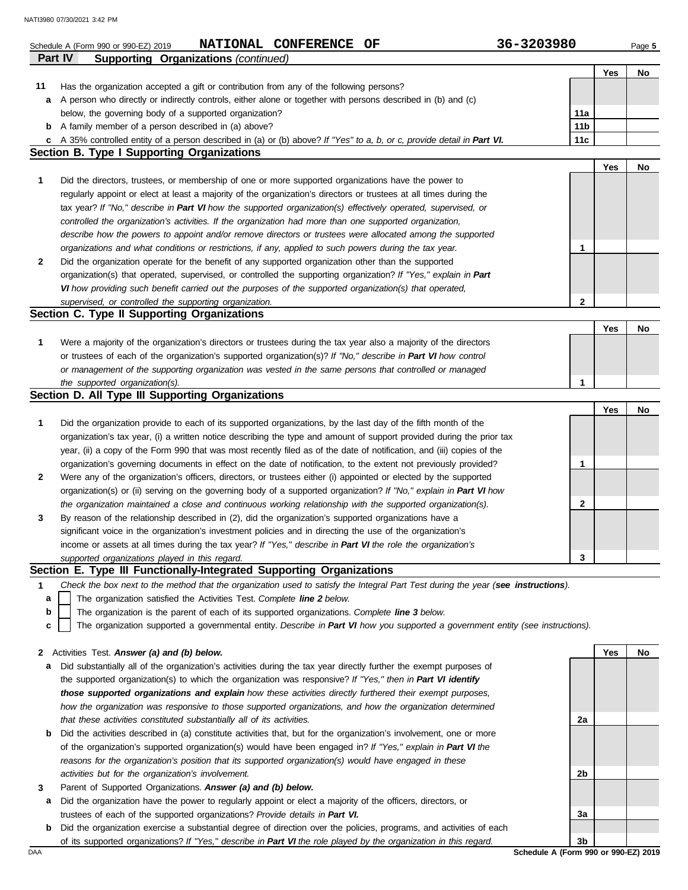Schedule A (Form 990 or 990-EZ) 2019 **NATIONAL CONFERENCE OF** **36-3203980**

**Part IV — Supporting Organizations** *(continued)*

| | | | Yes | No |
|---|---|---|---|---|
| **11** | Has the organization accepted a gift or contribution from any of the following persons? | | | |
| **a** | A person who directly or indirectly controls, either alone or together with persons described in (b) and (c) below, the governing body of a supported organization? | **11a** | | |
| **b** | A family member of a person described in (a) above? | **11b** | | |
| **c** | A 35% controlled entity of a person described in (a) or (b) above? *If "Yes" to a, b, or c, provide detail in* ***Part VI.*** | **11c** | | |

## Section B. Type I Supporting Organizations

| | | | Yes | No |
|---|---|---|---|---|
| **1** | Did the directors, trustees, or membership of one or more supported organizations have the power to regularly appoint or elect at least a majority of the organization's directors or trustees at all times during the tax year? *If "No," describe in* ***Part VI*** *how the supported organization(s) effectively operated, supervised, or controlled the organization's activities. If the organization had more than one supported organization, describe how the powers to appoint and/or remove directors or trustees were allocated among the supported organizations and what conditions or restrictions, if any, applied to such powers during the tax year.* | **1** | | |
| **2** | Did the organization operate for the benefit of any supported organization other than the supported organization(s) that operated, supervised, or controlled the supporting organization? *If "Yes," explain in* ***Part VI*** *how providing such benefit carried out the purposes of the supported organization(s) that operated, supervised, or controlled the supporting organization.* | **2** | | |

## Section C. Type II Supporting Organizations

| | | | Yes | No |
|---|---|---|---|---|
| **1** | Were a majority of the organization's directors or trustees during the tax year also a majority of the directors or trustees of each of the organization's supported organization(s)? *If "No," describe in* ***Part VI*** *how control or management of the supporting organization was vested in the same persons that controlled or managed the supported organization(s).* | **1** | | |

## Section D. All Type III Supporting Organizations

| | | | Yes | No |
|---|---|---|---|---|
| **1** | Did the organization provide to each of its supported organizations, by the last day of the fifth month of the organization's tax year, (i) a written notice describing the type and amount of support provided during the prior tax year, (ii) a copy of the Form 990 that was most recently filed as of the date of notification, and (iii) copies of the organization's governing documents in effect on the date of notification, to the extent not previously provided? | **1** | | |
| **2** | Were any of the organization's officers, directors, or trustees either (i) appointed or elected by the supported organization(s) or (ii) serving on the governing body of a supported organization? *If "No," explain in* ***Part VI*** *how the organization maintained a close and continuous working relationship with the supported organization(s).* | **2** | | |
| **3** | By reason of the relationship described in (2), did the organization's supported organizations have a significant voice in the organization's investment policies and in directing the use of the organization's income or assets at all times during the tax year? *If "Yes," describe in* ***Part VI*** *the role the organization's supported organizations played in this regard.* | **3** | | |

## Section E. Type III Functionally-Integrated Supporting Organizations

**1** *Check the box next to the method that the organization used to satisfy the Integral Part Test during the year (**see instructions**).*

- **a** ☐ The organization satisfied the Activities Test. *Complete **line 2** below.*
- **b** ☐ The organization is the parent of each of its supported organizations. *Complete **line 3** below.*
- **c** ☐ The organization supported a governmental entity. *Describe in **Part VI** how you supported a government entity (see instructions).*

| | | | Yes | No |
|---|---|---|---|---|
| **2** | Activities Test. ***Answer (a) and (b) below.*** | | | |
| **a** | Did substantially all of the organization's activities during the tax year directly further the exempt purposes of the supported organization(s) to which the organization was responsive? *If "Yes," then in* ***Part VI identify those supported organizations and explain*** *how these activities directly furthered their exempt purposes, how the organization was responsive to those supported organizations, and how the organization determined that these activities constituted substantially all of its activities.* | **2a** | | |
| **b** | Did the activities described in (a) constitute activities that, but for the organization's involvement, one or more of the organization's supported organization(s) would have been engaged in? *If "Yes," explain in* ***Part VI*** *the reasons for the organization's position that its supported organization(s) would have engaged in these activities but for the organization's involvement.* | **2b** | | |
| **3** | Parent of Supported Organizations. ***Answer (a) and (b) below.*** | | | |
| **a** | Did the organization have the power to regularly appoint or elect a majority of the officers, directors, or trustees of each of the supported organizations? *Provide details in* ***Part VI.*** | **3a** | | |
| **b** | Did the organization exercise a substantial degree of direction over the policies, programs, and activities of each of its supported organizations? *If "Yes," describe in* ***Part VI*** *the role played by the organization in this regard.* | **3b** | | |

**Schedule A (Form 990 or 990-EZ) 2019**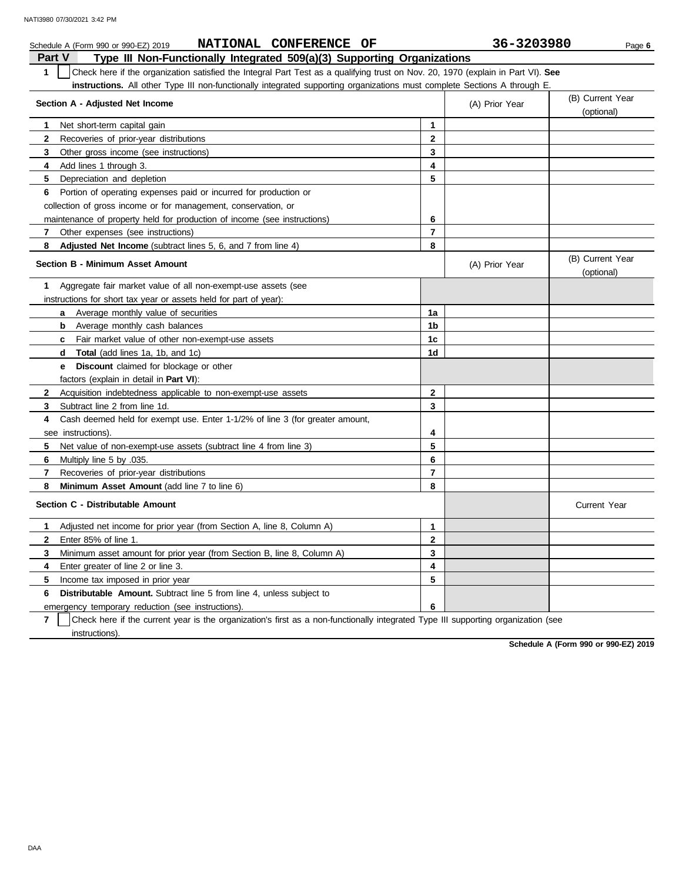Schedule A (Form 990 or 990-EZ) 2019 **NATIONAL CONFERENCE OF** **36-3203980** Page **6**

## Part V Type III Non-Functionally Integrated 509(a)(3) Supporting Organizations

**1** ☐ Check here if the organization satisfied the Integral Part Test as a qualifying trust on Nov. 20, 1970 (explain in Part VI). **See instructions.** All other Type III non-functionally integrated supporting organizations must complete Sections A through E.

| **Section A - Adjusted Net Income** | | (A) Prior Year | (B) Current Year (optional) |
|---|---|---|---|
| **1** Net short-term capital gain | **1** | | |
| **2** Recoveries of prior-year distributions | **2** | | |
| **3** Other gross income (see instructions) | **3** | | |
| **4** Add lines 1 through 3. | **4** | | |
| **5** Depreciation and depletion | **5** | | |
| **6** Portion of operating expenses paid or incurred for production or collection of gross income or for management, conservation, or maintenance of property held for production of income (see instructions) | **6** | | |
| **7** Other expenses (see instructions) | **7** | | |
| **8** **Adjusted Net Income** (subtract lines 5, 6, and 7 from line 4) | **8** | | |

| **Section B - Minimum Asset Amount** | | (A) Prior Year | (B) Current Year (optional) |
|---|---|---|---|
| **1** Aggregate fair market value of all non-exempt-use assets (see instructions for short tax year or assets held for part of year): | | | |
| **a** Average monthly value of securities | **1a** | | |
| **b** Average monthly cash balances | **1b** | | |
| **c** Fair market value of other non-exempt-use assets | **1c** | | |
| **d** **Total** (add lines 1a, 1b, and 1c) | **1d** | | |
| **e** **Discount** claimed for blockage or other factors (explain in detail in **Part VI**): | | | |
| **2** Acquisition indebtedness applicable to non-exempt-use assets | **2** | | |
| **3** Subtract line 2 from line 1d. | **3** | | |
| **4** Cash deemed held for exempt use. Enter 1-1/2% of line 3 (for greater amount, see instructions). | **4** | | |
| **5** Net value of non-exempt-use assets (subtract line 4 from line 3) | **5** | | |
| **6** Multiply line 5 by .035. | **6** | | |
| **7** Recoveries of prior-year distributions | **7** | | |
| **8** **Minimum Asset Amount** (add line 7 to line 6) | **8** | | |

| **Section C - Distributable Amount** | | | Current Year |
|---|---|---|---|
| **1** Adjusted net income for prior year (from Section A, line 8, Column A) | **1** | | |
| **2** Enter 85% of line 1. | **2** | | |
| **3** Minimum asset amount for prior year (from Section B, line 8, Column A) | **3** | | |
| **4** Enter greater of line 2 or line 3. | **4** | | |
| **5** Income tax imposed in prior year | **5** | | |
| **6** **Distributable Amount.** Subtract line 5 from line 4, unless subject to emergency temporary reduction (see instructions). | **6** | | |

**7** ☐ Check here if the current year is the organization's first as a non-functionally integrated Type III supporting organization (see instructions).

**Schedule A (Form 990 or 990-EZ) 2019**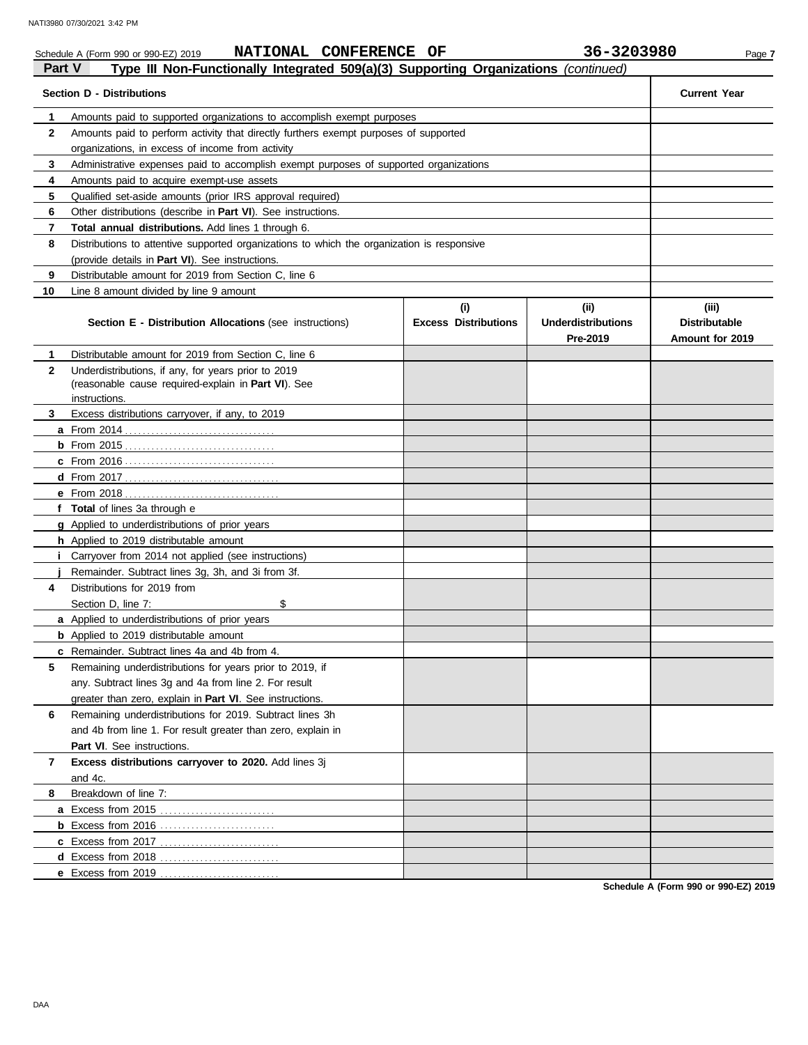Schedule A (Form 990 or 990-EZ) 2019 **NATIONAL CONFERENCE OF** **36-3203980**

## Part V Type III Non-Functionally Integrated 509(a)(3) Supporting Organizations *(continued)*

| | Section D - Distributions | Current Year |
|---|---|---|
| 1 | Amounts paid to supported organizations to accomplish exempt purposes | |
| 2 | Amounts paid to perform activity that directly furthers exempt purposes of supported organizations, in excess of income from activity | |
| 3 | Administrative expenses paid to accomplish exempt purposes of supported organizations | |
| 4 | Amounts paid to acquire exempt-use assets | |
| 5 | Qualified set-aside amounts (prior IRS approval required) | |
| 6 | Other distributions (describe in **Part VI**). See instructions. | |
| 7 | **Total annual distributions.** Add lines 1 through 6. | |
| 8 | Distributions to attentive supported organizations to which the organization is responsive (provide details in **Part VI**). See instructions. | |
| 9 | Distributable amount for 2019 from Section C, line 6 | |
| 10 | Line 8 amount divided by line 9 amount | |

| | Section E - Distribution Allocations (see instructions) | (i) Excess Distributions | (ii) Underdistributions Pre-2019 | (iii) Distributable Amount for 2019 |
|---|---|---|---|---|
| 1 | Distributable amount for 2019 from Section C, line 6 | | | |
| 2 | Underdistributions, if any, for years prior to 2019 (reasonable cause required-explain in **Part VI**). See instructions. | | | |
| 3 | Excess distributions carryover, if any, to 2019 | | | |
| a | From 2014 | | | |
| b | From 2015 | | | |
| c | From 2016 | | | |
| d | From 2017 | | | |
| e | From 2018 | | | |
| f | **Total** of lines 3a through e | | | |
| g | Applied to underdistributions of prior years | | | |
| h | Applied to 2019 distributable amount | | | |
| i | Carryover from 2014 not applied (see instructions) | | | |
| j | Remainder. Subtract lines 3g, 3h, and 3i from 3f. | | | |
| 4 | Distributions for 2019 from Section D, line 7: $ | | | |
| a | Applied to underdistributions of prior years | | | |
| b | Applied to 2019 distributable amount | | | |
| c | Remainder. Subtract lines 4a and 4b from 4. | | | |
| 5 | Remaining underdistributions for years prior to 2019, if any. Subtract lines 3g and 4a from line 2. For result greater than zero, explain in **Part VI**. See instructions. | | | |
| 6 | Remaining underdistributions for 2019. Subtract lines 3h and 4b from line 1. For result greater than zero, explain in **Part VI**. See instructions. | | | |
| 7 | **Excess distributions carryover to 2020.** Add lines 3j and 4c. | | | |
| 8 | Breakdown of line 7: | | | |
| a | Excess from 2015 | | | |
| b | Excess from 2016 | | | |
| c | Excess from 2017 | | | |
| d | Excess from 2018 | | | |
| e | Excess from 2019 | | | |

**Schedule A (Form 990 or 990-EZ) 2019**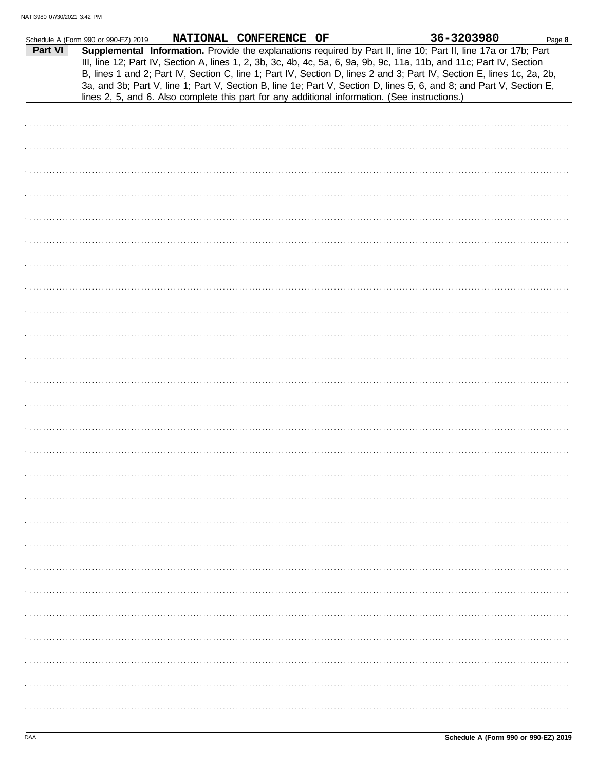NATIONAL CONFERENCE OF 36-3203980

**Part VI** **Supplemental Information.** Provide the explanations required by Part II, line 10; Part II, line 17a or 17b; Part III, line 12; Part IV, Section A, lines 1, 2, 3b, 3c, 4b, 4c, 5a, 6, 9a, 9b, 9c, 11a, 11b, and 11c; Part IV, Section B, lines 1 and 2; Part IV, Section C, line 1; Part IV, Section D, lines 2 and 3; Part IV, Section E, lines 1c, 2a, 2b, 3a, and 3b; Part V, line 1; Part V, Section B, line 1e; Part V, Section D, lines 5, 6, and 8; and Part V, Section E, lines 2, 5, and 6. Also complete this part for any additional information. (See instructions.)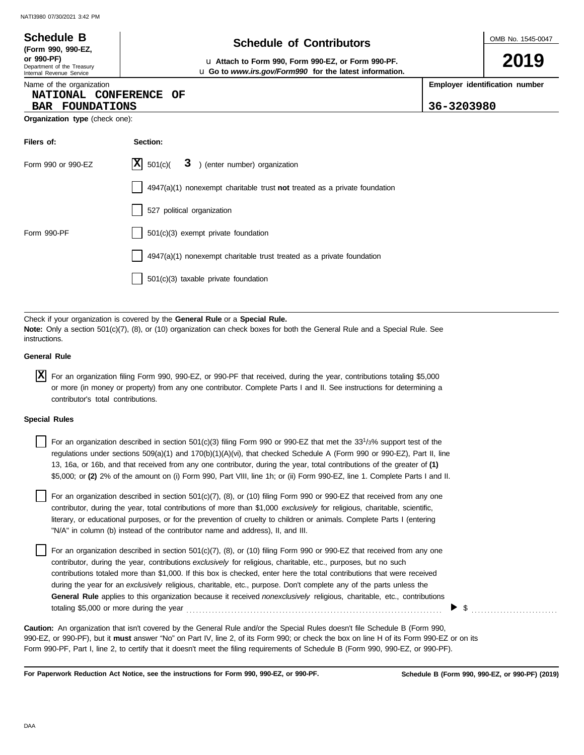**Schedule B**
**(Form 990, 990-EZ, or 990-PF)**
Department of the Treasury
Internal Revenue Service

# Schedule of Contributors

u **Attach to Form 990, Form 990-EZ, or Form 990-PF.**
u **Go to *www.irs.gov/Form990* for the latest information.**

OMB No. 1545-0047

**2019**

| Name of the organization | Employer identification number |
|---|---|
| NATIONAL CONFERENCE OF BAR FOUNDATIONS | 36-3203980 |

**Organization type** (check one):

| Filers of: | Section: |
|---|---|
| Form 990 or 990-EZ | [X] 501(c)( 3 ) (enter number) organization |
| | [ ] 4947(a)(1) nonexempt charitable trust **not** treated as a private foundation |
| | [ ] 527 political organization |
| Form 990-PF | [ ] 501(c)(3) exempt private foundation |
| | [ ] 4947(a)(1) nonexempt charitable trust treated as a private foundation |
| | [ ] 501(c)(3) taxable private foundation |

Check if your organization is covered by the **General Rule** or a **Special Rule.**
**Note:** Only a section 501(c)(7), (8), or (10) organization can check boxes for both the General Rule and a Special Rule. See instructions.

**General Rule**

[X] For an organization filing Form 990, 990-EZ, or 990-PF that received, during the year, contributions totaling $5,000 or more (in money or property) from any one contributor. Complete Parts I and II. See instructions for determining a contributor's total contributions.

**Special Rules**

[ ] For an organization described in section 501(c)(3) filing Form 990 or 990-EZ that met the 33$^{1}/_{3}$% support test of the regulations under sections 509(a)(1) and 170(b)(1)(A)(vi), that checked Schedule A (Form 990 or 990-EZ), Part II, line 13, 16a, or 16b, and that received from any one contributor, during the year, total contributions of the greater of **(1)** $5,000; or **(2)** 2% of the amount on (i) Form 990, Part VIII, line 1h; or (ii) Form 990-EZ, line 1. Complete Parts I and II.

[ ] For an organization described in section 501(c)(7), (8), or (10) filing Form 990 or 990-EZ that received from any one contributor, during the year, total contributions of more than $1,000 *exclusively* for religious, charitable, scientific, literary, or educational purposes, or for the prevention of cruelty to children or animals. Complete Parts I (entering "N/A" in column (b) instead of the contributor name and address), II, and III.

[ ] For an organization described in section 501(c)(7), (8), or (10) filing Form 990 or 990-EZ that received from any one contributor, during the year, contributions *exclusively* for religious, charitable, etc., purposes, but no such contributions totaled more than $1,000. If this box is checked, enter here the total contributions that were received during the year for an *exclusively* religious, charitable, etc., purpose. Don't complete any of the parts unless the **General Rule** applies to this organization because it received *nonexclusively* religious, charitable, etc., contributions totaling $5,000 or more during the year ........ ▶ $ ........

**Caution:** An organization that isn't covered by the General Rule and/or the Special Rules doesn't file Schedule B (Form 990, 990-EZ, or 990-PF), but it **must** answer "No" on Part IV, line 2, of its Form 990; or check the box on line H of its Form 990-EZ or on its Form 990-PF, Part I, line 2, to certify that it doesn't meet the filing requirements of Schedule B (Form 990, 990-EZ, or 990-PF).

**For Paperwork Reduction Act Notice, see the instructions for Form 990, 990-EZ, or 990-PF.** **Schedule B (Form 990, 990-EZ, or 990-PF) (2019)**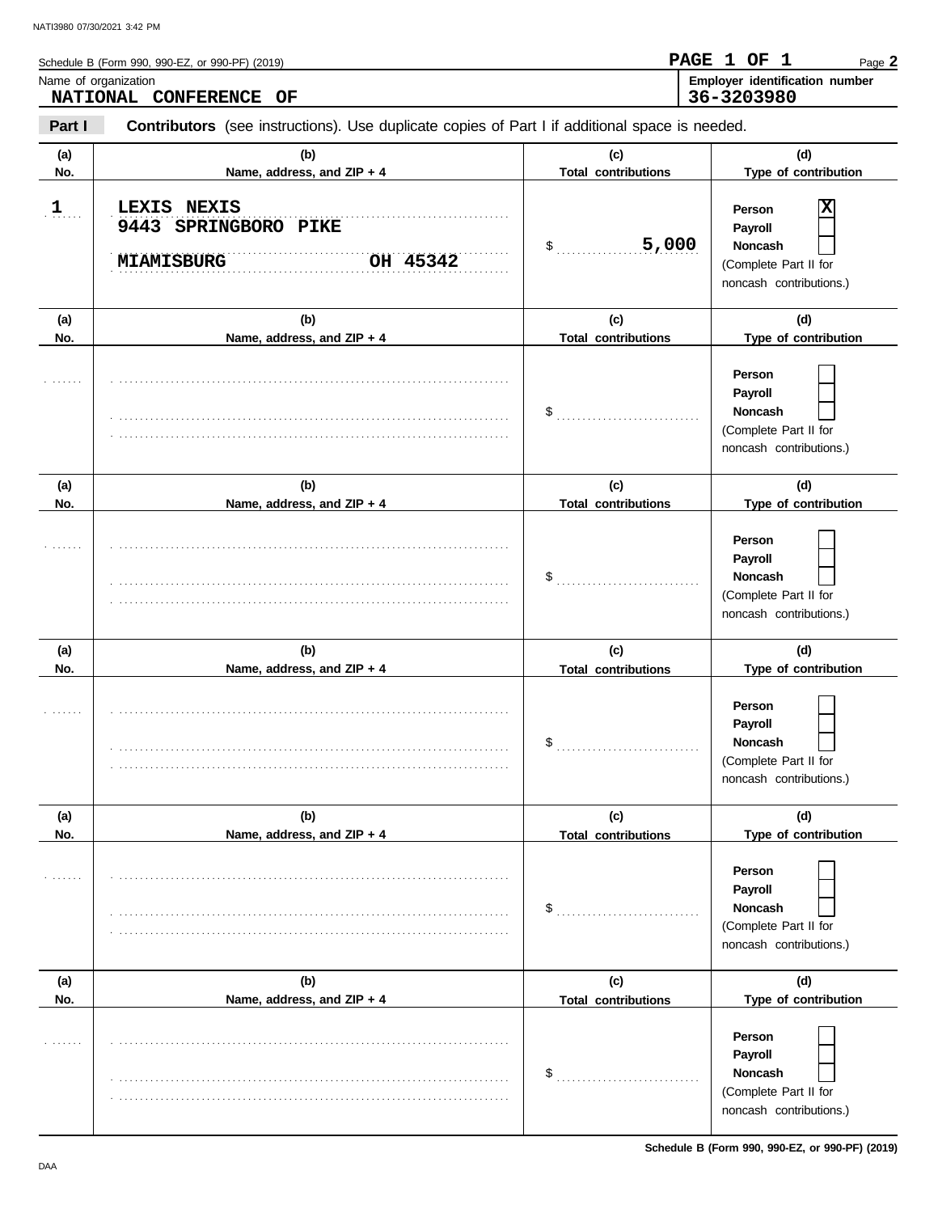Schedule B (Form 990, 990-EZ, or 990-PF) (2019)

**PAGE 1 OF 1** Page **2**

Name of organization
**NATIONAL CONFERENCE OF**

Employer identification number
**36-3203980**

**Part I** **Contributors** (see instructions). Use duplicate copies of Part I if additional space is needed.

| (a) No. | (b) Name, address, and ZIP + 4 | (c) Total contributions | (d) Type of contribution |
|---|---|---|---|
| 1 | LEXIS NEXIS<br>9443 SPRINGBORO PIKE<br>MIAMISBURG OH 45342 | $ 5,000 | Person [X]<br>Payroll [ ]<br>Noncash [ ]<br>(Complete Part II for noncash contributions.) |
| | | $ | Person [ ]<br>Payroll [ ]<br>Noncash [ ]<br>(Complete Part II for noncash contributions.) |
| | | $ | Person [ ]<br>Payroll [ ]<br>Noncash [ ]<br>(Complete Part II for noncash contributions.) |
| | | $ | Person [ ]<br>Payroll [ ]<br>Noncash [ ]<br>(Complete Part II for noncash contributions.) |
| | | $ | Person [ ]<br>Payroll [ ]<br>Noncash [ ]<br>(Complete Part II for noncash contributions.) |
| | | $ | Person [ ]<br>Payroll [ ]<br>Noncash [ ]<br>(Complete Part II for noncash contributions.) |

Schedule B (Form 990, 990-EZ, or 990-PF) (2019)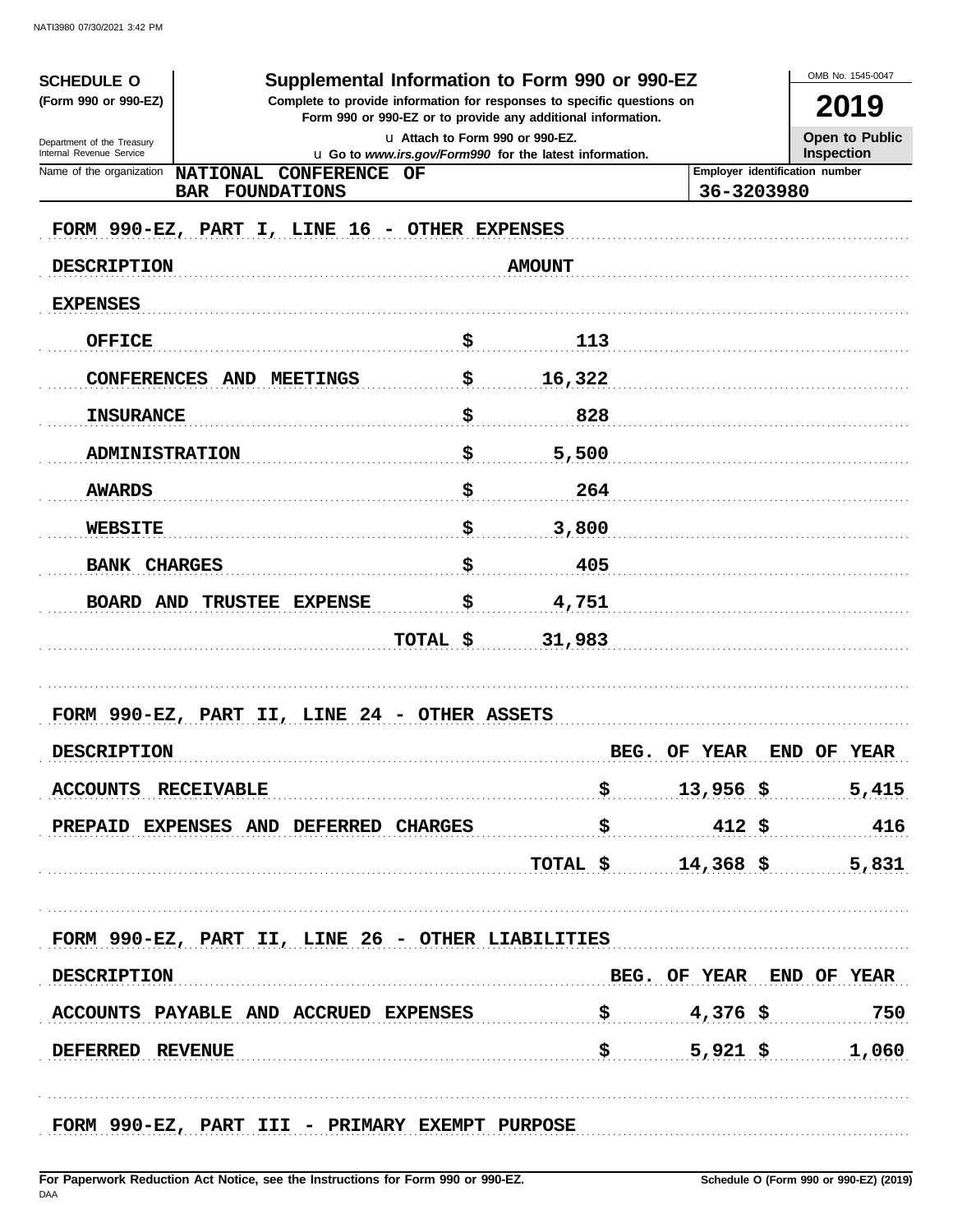**SCHEDULE O**
**(Form 990 or 990-EZ)**

Department of the Treasury
Internal Revenue Service

# Supplemental Information to Form 990 or 990-EZ

**Complete to provide information for responses to specific questions on Form 990 or 990-EZ or to provide any additional information.**

u Attach to Form 990 or 990-EZ.
u Go to *www.irs.gov/Form990* for the latest information.

OMB No. 1545-0047
**2019**
**Open to Public Inspection**

Name of the organization: **NATIONAL CONFERENCE OF BAR FOUNDATIONS**

Employer identification number: **36-3203980**

FORM 990-EZ, PART I, LINE 16 - OTHER EXPENSES

| DESCRIPTION | AMOUNT |
|---|---|
| EXPENSES | |
| OFFICE | $ 113 |
| CONFERENCES AND MEETINGS | $ 16,322 |
| INSURANCE | $ 828 |
| ADMINISTRATION | $ 5,500 |
| AWARDS | $ 264 |
| WEBSITE | $ 3,800 |
| BANK CHARGES | $ 405 |
| BOARD AND TRUSTEE EXPENSE | $ 4,751 |
| TOTAL | $ 31,983 |

FORM 990-EZ, PART II, LINE 24 - OTHER ASSETS

| DESCRIPTION | BEG. OF YEAR | END OF YEAR |
|---|---|---|
| ACCOUNTS RECEIVABLE | $ 13,956 | $ 5,415 |
| PREPAID EXPENSES AND DEFERRED CHARGES | $ 412 | $ 416 |
| TOTAL | $ 14,368 | $ 5,831 |

FORM 990-EZ, PART II, LINE 26 - OTHER LIABILITIES

| DESCRIPTION | BEG. OF YEAR | END OF YEAR |
|---|---|---|
| ACCOUNTS PAYABLE AND ACCRUED EXPENSES | $ 4,376 | $ 750 |
| DEFERRED REVENUE | $ 5,921 | $ 1,060 |

FORM 990-EZ, PART III - PRIMARY EXEMPT PURPOSE

**For Paperwork Reduction Act Notice, see the Instructions for Form 990 or 990-EZ.**
DAA
**Schedule O (Form 990 or 990-EZ) (2019)**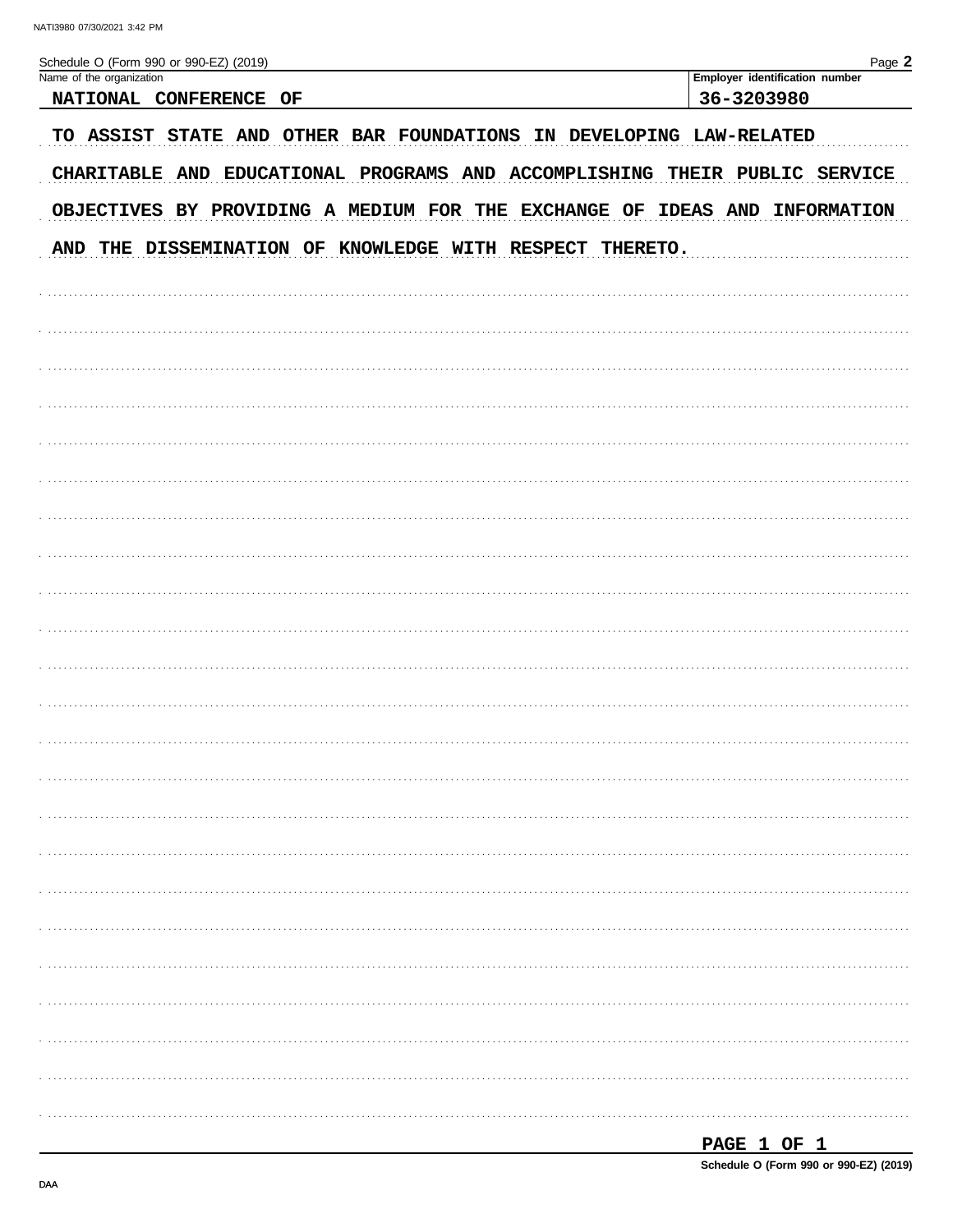Schedule O (Form 990 or 990-EZ) (2019)

| Name of the organization | Employer identification number |
| --- | --- |
| NATIONAL CONFERENCE OF | 36-3203980 |

TO ASSIST STATE AND OTHER BAR FOUNDATIONS IN DEVELOPING LAW-RELATED CHARITABLE AND EDUCATIONAL PROGRAMS AND ACCOMPLISHING THEIR PUBLIC SERVICE OBJECTIVES BY PROVIDING A MEDIUM FOR THE EXCHANGE OF IDEAS AND INFORMATION AND THE DISSEMINATION OF KNOWLEDGE WITH RESPECT THERETO.

PAGE 1 OF 1

Schedule O (Form 990 or 990-EZ) (2019)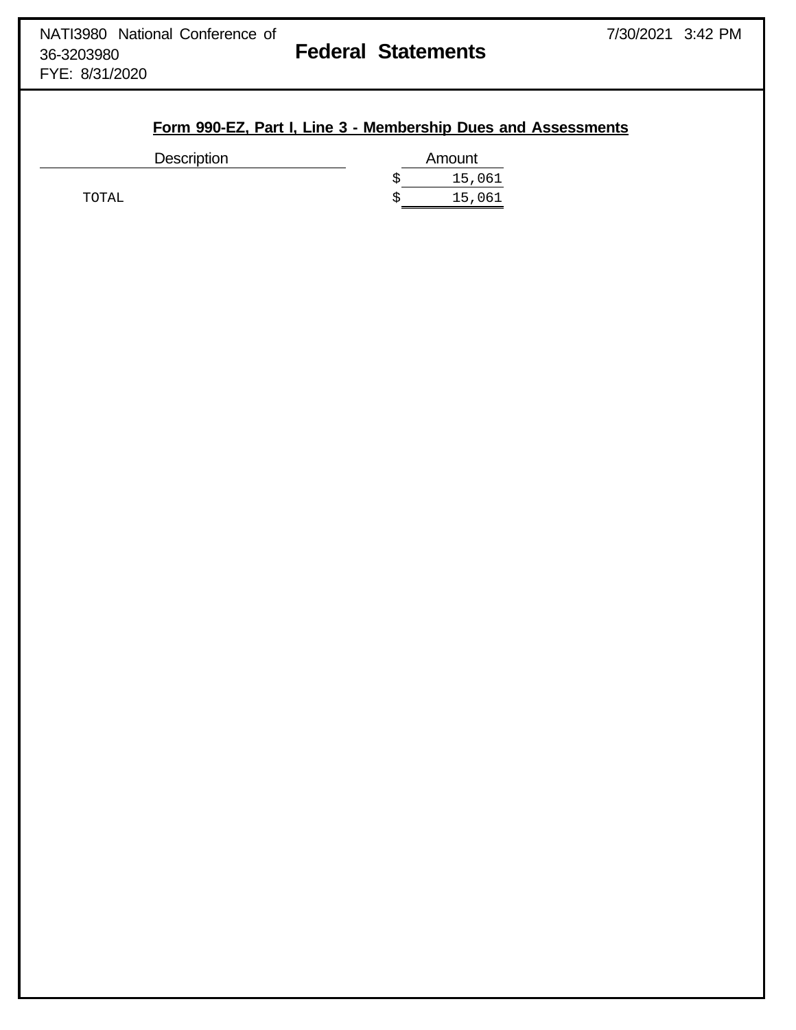NATI3980 National Conference of
36-3203980
FYE: 8/31/2020

# Federal Statements

7/30/2021 3:42 PM

## Form 990-EZ, Part I, Line 3 - Membership Dues and Assessments

| Description | Amount |
|---|---|
| | $ 15,061 |
| TOTAL | $ 15,061 |